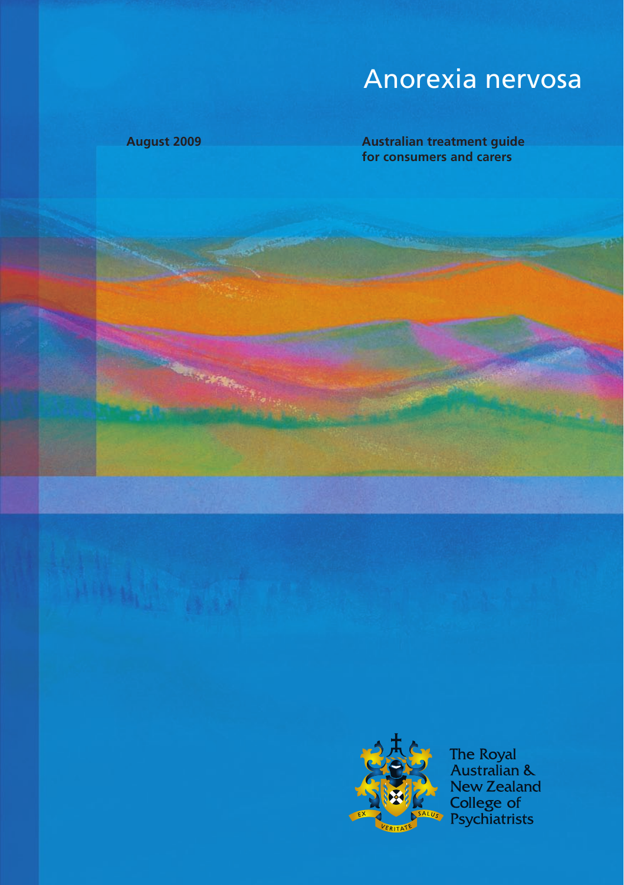# Anorexia nervosa

August 2009

**Australian treatment guide for consumers and carers**

The Royal Australian & New Zealand College of Psychiatrists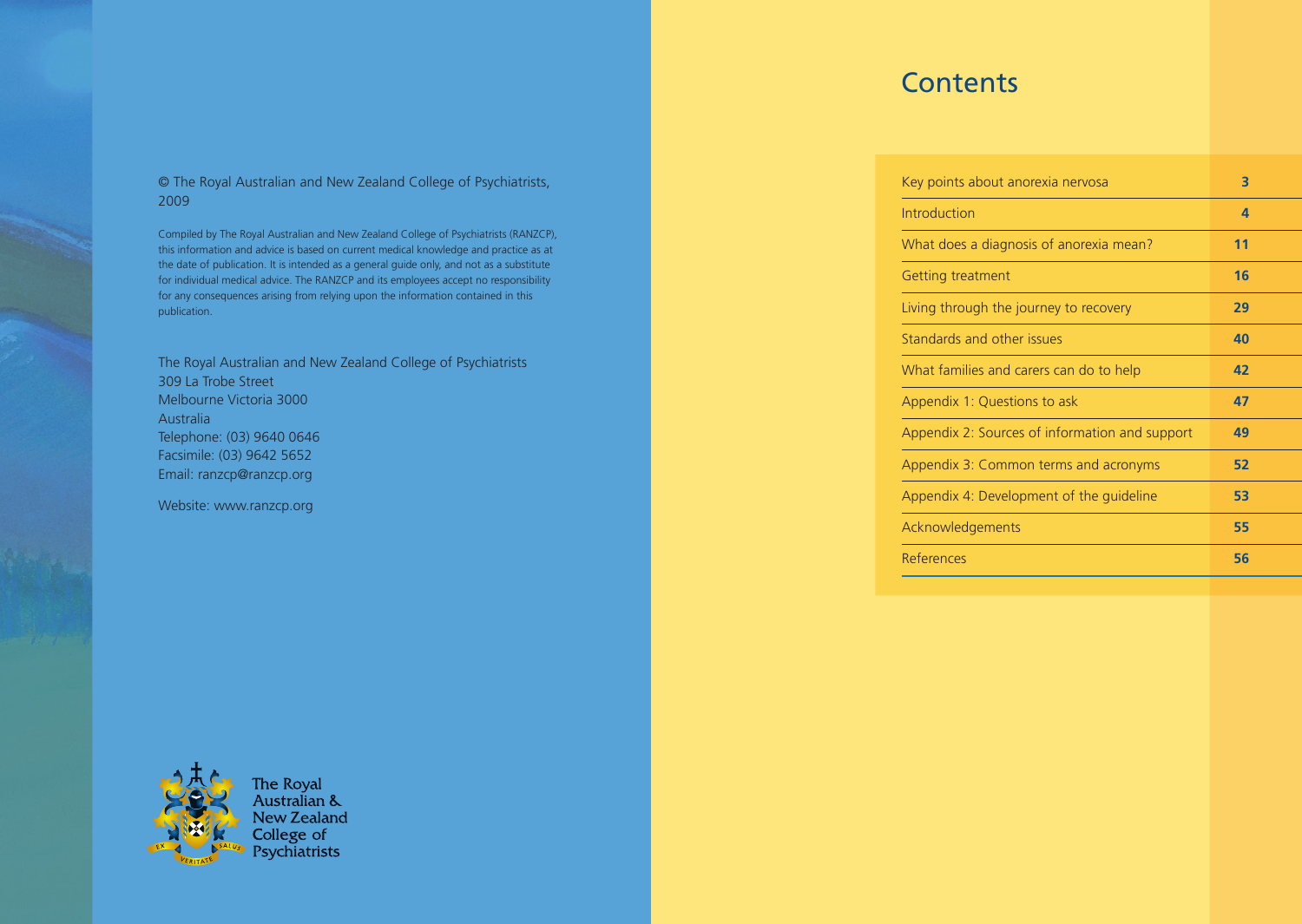© The Royal Australian and New Zealand College of Psychiatrists, 2009

Compiled by The Royal Australian and New Zealand College of Psychiatrists (RANZCP), this information and advice is based on current medical knowledge and practice as at the date of publication. It is intended as a general guide only, and not as a substitute for individual medical advice. The RANZCP and its employees accept no responsibility for any consequences arising from relying upon the information contained in this publication.

The Royal Australian and New Zealand College of Psychiatrists
309 La Trobe Street
Melbourne Victoria 3000
Australia
Telephone: (03) 9640 0646
Facsimile: (03) 9642 5652
Email: ranzcp@ranzcp.org

Website: www.ranzcp.org

The Royal Australian & New Zealand College of Psychiatrists

# Contents

| | |
|---|---|
| Key points about anorexia nervosa | 3 |
| Introduction | 4 |
| What does a diagnosis of anorexia mean? | 11 |
| Getting treatment | 16 |
| Living through the journey to recovery | 29 |
| Standards and other issues | 40 |
| What families and carers can do to help | 42 |
| Appendix 1: Questions to ask | 47 |
| Appendix 2: Sources of information and support | 49 |
| Appendix 3: Common terms and acronyms | 52 |
| Appendix 4: Development of the guideline | 53 |
| Acknowledgements | 55 |
| References | 56 |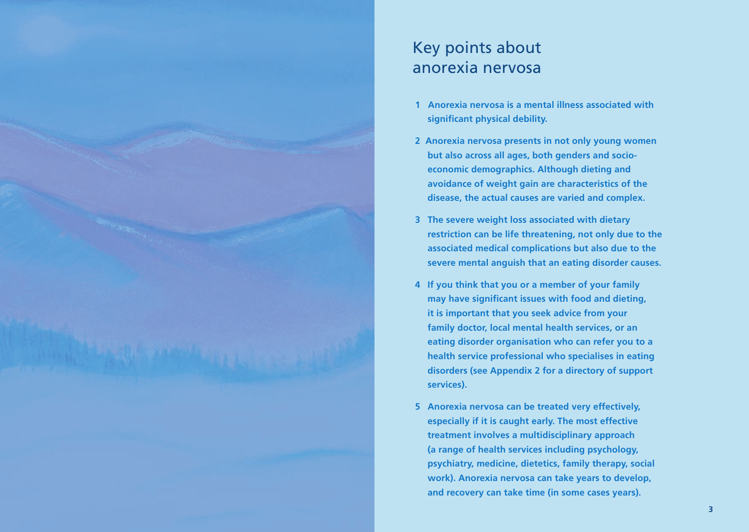# Key points about anorexia nervosa

1. **Anorexia nervosa is a mental illness associated with significant physical debility.**

2. **Anorexia nervosa presents in not only young women but also across all ages, both genders and socio-economic demographics. Although dieting and avoidance of weight gain are characteristics of the disease, the actual causes are varied and complex.**

3. **The severe weight loss associated with dietary restriction can be life threatening, not only due to the associated medical complications but also due to the severe mental anguish that an eating disorder causes.**

4. **If you think that you or a member of your family may have significant issues with food and dieting, it is important that you seek advice from your family doctor, local mental health services, or an eating disorder organisation who can refer you to a health service professional who specialises in eating disorders (see Appendix 2 for a directory of support services).**

5. **Anorexia nervosa can be treated very effectively, especially if it is caught early. The most effective treatment involves a multidisciplinary approach (a range of health services including psychology, psychiatry, medicine, dietetics, family therapy, social work). Anorexia nervosa can take years to develop, and recovery can take time (in some cases years).**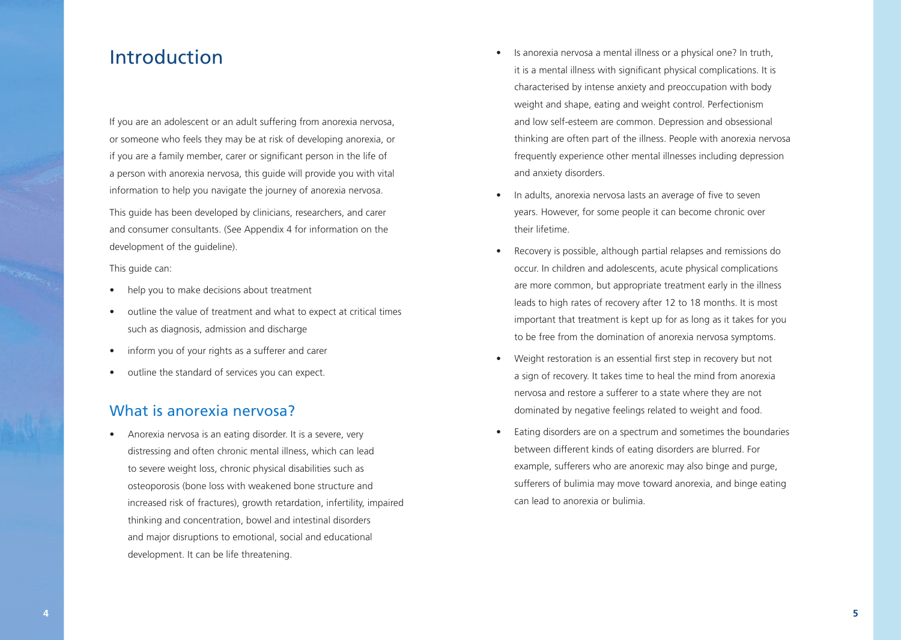# Introduction

If you are an adolescent or an adult suffering from anorexia nervosa, or someone who feels they may be at risk of developing anorexia, or if you are a family member, carer or significant person in the life of a person with anorexia nervosa, this guide will provide you with vital information to help you navigate the journey of anorexia nervosa.

This guide has been developed by clinicians, researchers, and carer and consumer consultants. (See Appendix 4 for information on the development of the guideline).

This guide can:

- help you to make decisions about treatment
- outline the value of treatment and what to expect at critical times such as diagnosis, admission and discharge
- inform you of your rights as a sufferer and carer
- outline the standard of services you can expect.

## What is anorexia nervosa?

- Anorexia nervosa is an eating disorder. It is a severe, very distressing and often chronic mental illness, which can lead to severe weight loss, chronic physical disabilities such as osteoporosis (bone loss with weakened bone structure and increased risk of fractures), growth retardation, infertility, impaired thinking and concentration, bowel and intestinal disorders and major disruptions to emotional, social and educational development. It can be life threatening.
- Is anorexia nervosa a mental illness or a physical one? In truth, it is a mental illness with significant physical complications. It is characterised by intense anxiety and preoccupation with body weight and shape, eating and weight control. Perfectionism and low self-esteem are common. Depression and obsessional thinking are often part of the illness. People with anorexia nervosa frequently experience other mental illnesses including depression and anxiety disorders.
- In adults, anorexia nervosa lasts an average of five to seven years. However, for some people it can become chronic over their lifetime.
- Recovery is possible, although partial relapses and remissions do occur. In children and adolescents, acute physical complications are more common, but appropriate treatment early in the illness leads to high rates of recovery after 12 to 18 months. It is most important that treatment is kept up for as long as it takes for you to be free from the domination of anorexia nervosa symptoms.
- Weight restoration is an essential first step in recovery but not a sign of recovery. It takes time to heal the mind from anorexia nervosa and restore a sufferer to a state where they are not dominated by negative feelings related to weight and food.
- Eating disorders are on a spectrum and sometimes the boundaries between different kinds of eating disorders are blurred. For example, sufferers who are anorexic may also binge and purge, sufferers of bulimia may move toward anorexia, and binge eating can lead to anorexia or bulimia.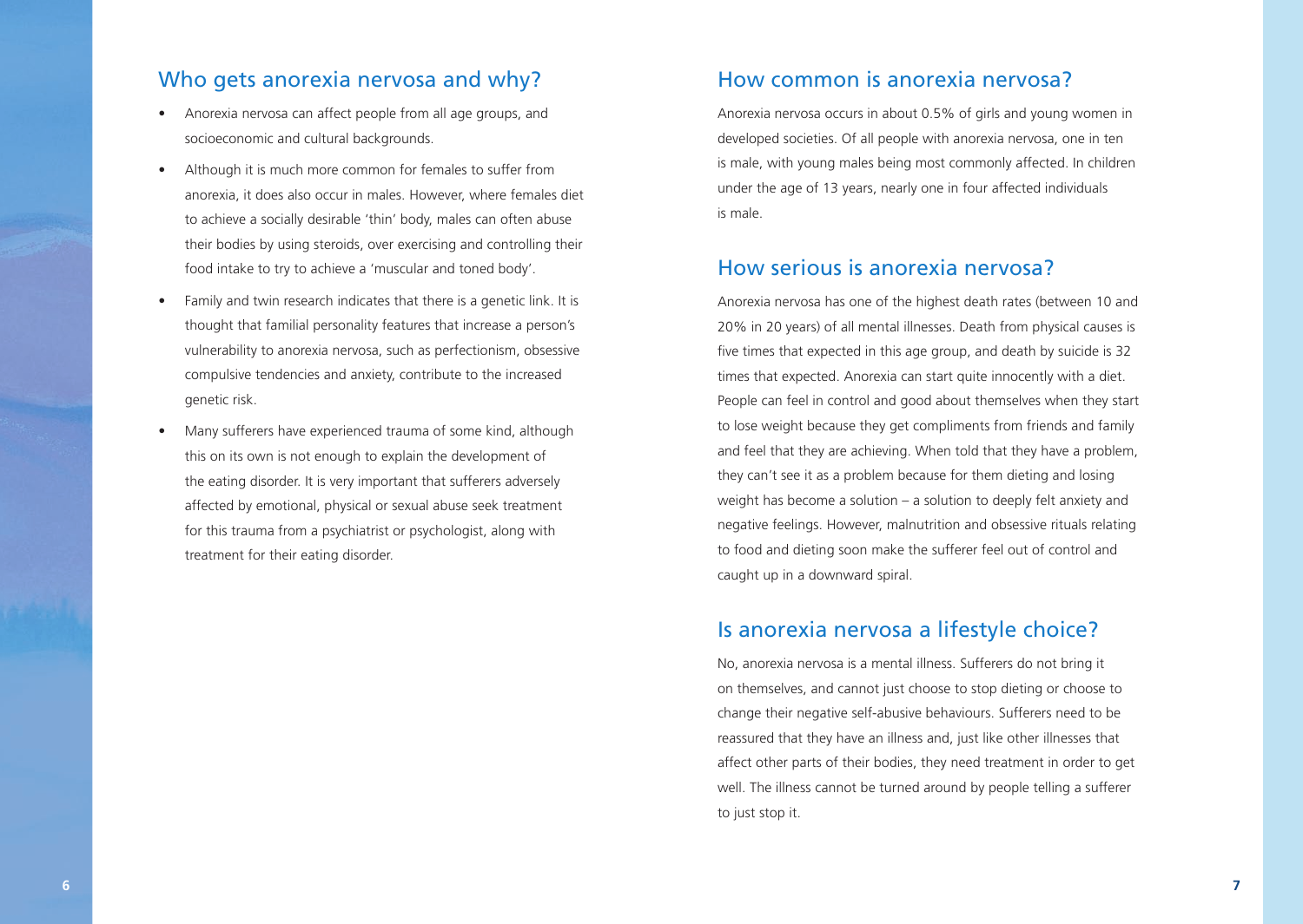## Who gets anorexia nervosa and why?

- Anorexia nervosa can affect people from all age groups, and socioeconomic and cultural backgrounds.
- Although it is much more common for females to suffer from anorexia, it does also occur in males. However, where females diet to achieve a socially desirable 'thin' body, males can often abuse their bodies by using steroids, over exercising and controlling their food intake to try to achieve a 'muscular and toned body'.
- Family and twin research indicates that there is a genetic link. It is thought that familial personality features that increase a person's vulnerability to anorexia nervosa, such as perfectionism, obsessive compulsive tendencies and anxiety, contribute to the increased genetic risk.
- Many sufferers have experienced trauma of some kind, although this on its own is not enough to explain the development of the eating disorder. It is very important that sufferers adversely affected by emotional, physical or sexual abuse seek treatment for this trauma from a psychiatrist or psychologist, along with treatment for their eating disorder.

## How common is anorexia nervosa?

Anorexia nervosa occurs in about 0.5% of girls and young women in developed societies. Of all people with anorexia nervosa, one in ten is male, with young males being most commonly affected. In children under the age of 13 years, nearly one in four affected individuals is male.

## How serious is anorexia nervosa?

Anorexia nervosa has one of the highest death rates (between 10 and 20% in 20 years) of all mental illnesses. Death from physical causes is five times that expected in this age group, and death by suicide is 32 times that expected. Anorexia can start quite innocently with a diet. People can feel in control and good about themselves when they start to lose weight because they get compliments from friends and family and feel that they are achieving. When told that they have a problem, they can't see it as a problem because for them dieting and losing weight has become a solution – a solution to deeply felt anxiety and negative feelings. However, malnutrition and obsessive rituals relating to food and dieting soon make the sufferer feel out of control and caught up in a downward spiral.

## Is anorexia nervosa a lifestyle choice?

No, anorexia nervosa is a mental illness. Sufferers do not bring it on themselves, and cannot just choose to stop dieting or choose to change their negative self-abusive behaviours. Sufferers need to be reassured that they have an illness and, just like other illnesses that affect other parts of their bodies, they need treatment in order to get well. The illness cannot be turned around by people telling a sufferer to just stop it.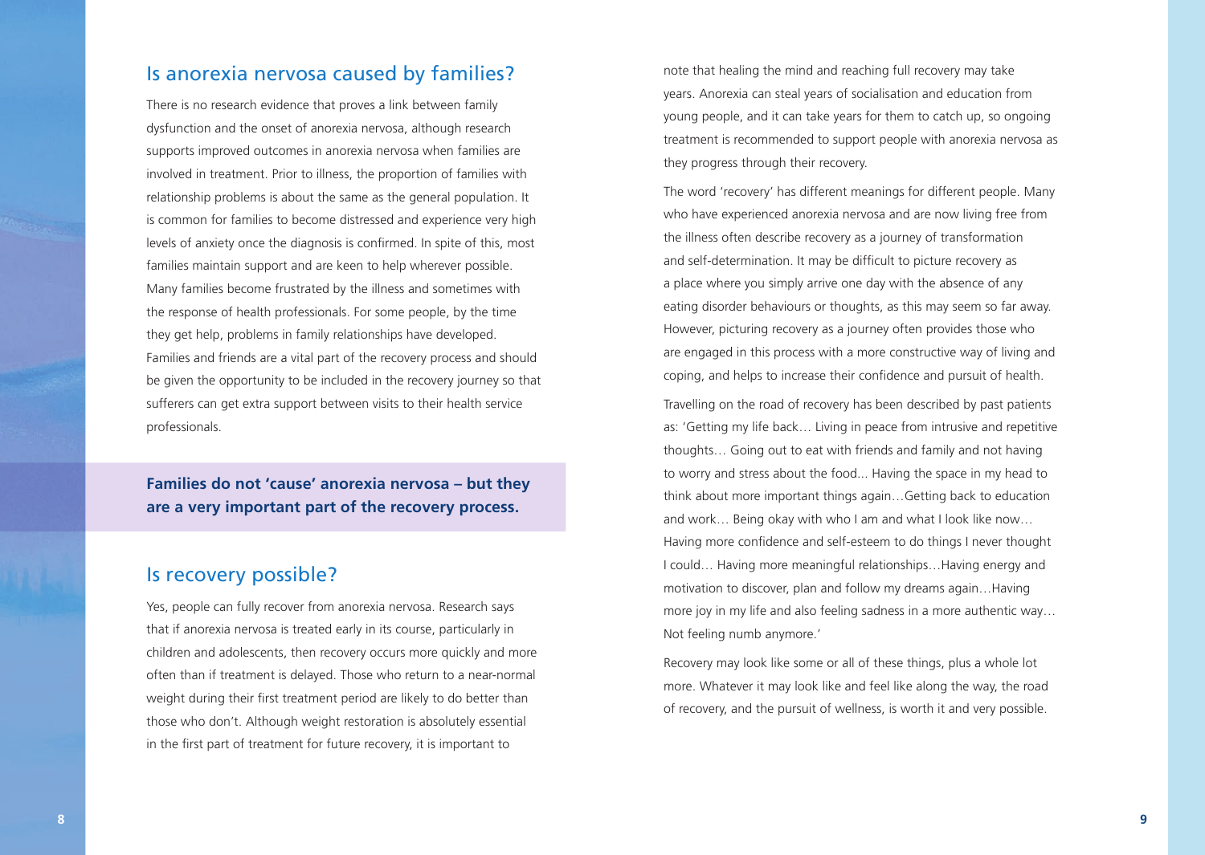## Is anorexia nervosa caused by families?

There is no research evidence that proves a link between family dysfunction and the onset of anorexia nervosa, although research supports improved outcomes in anorexia nervosa when families are involved in treatment. Prior to illness, the proportion of families with relationship problems is about the same as the general population. It is common for families to become distressed and experience very high levels of anxiety once the diagnosis is confirmed. In spite of this, most families maintain support and are keen to help wherever possible. Many families become frustrated by the illness and sometimes with the response of health professionals. For some people, by the time they get help, problems in family relationships have developed. Families and friends are a vital part of the recovery process and should be given the opportunity to be included in the recovery journey so that sufferers can get extra support between visits to their health service professionals.

**Families do not 'cause' anorexia nervosa – but they are a very important part of the recovery process.**

## Is recovery possible?

Yes, people can fully recover from anorexia nervosa. Research says that if anorexia nervosa is treated early in its course, particularly in children and adolescents, then recovery occurs more quickly and more often than if treatment is delayed. Those who return to a near-normal weight during their first treatment period are likely to do better than those who don't. Although weight restoration is absolutely essential in the first part of treatment for future recovery, it is important to note that healing the mind and reaching full recovery may take years. Anorexia can steal years of socialisation and education from young people, and it can take years for them to catch up, so ongoing treatment is recommended to support people with anorexia nervosa as they progress through their recovery.

The word 'recovery' has different meanings for different people. Many who have experienced anorexia nervosa and are now living free from the illness often describe recovery as a journey of transformation and self-determination. It may be difficult to picture recovery as a place where you simply arrive one day with the absence of any eating disorder behaviours or thoughts, as this may seem so far away. However, picturing recovery as a journey often provides those who are engaged in this process with a more constructive way of living and coping, and helps to increase their confidence and pursuit of health.

Travelling on the road of recovery has been described by past patients as: 'Getting my life back… Living in peace from intrusive and repetitive thoughts… Going out to eat with friends and family and not having to worry and stress about the food... Having the space in my head to think about more important things again…Getting back to education and work… Being okay with who I am and what I look like now… Having more confidence and self-esteem to do things I never thought I could… Having more meaningful relationships…Having energy and motivation to discover, plan and follow my dreams again…Having more joy in my life and also feeling sadness in a more authentic way… Not feeling numb anymore.'

Recovery may look like some or all of these things, plus a whole lot more. Whatever it may look like and feel like along the way, the road of recovery, and the pursuit of wellness, is worth it and very possible.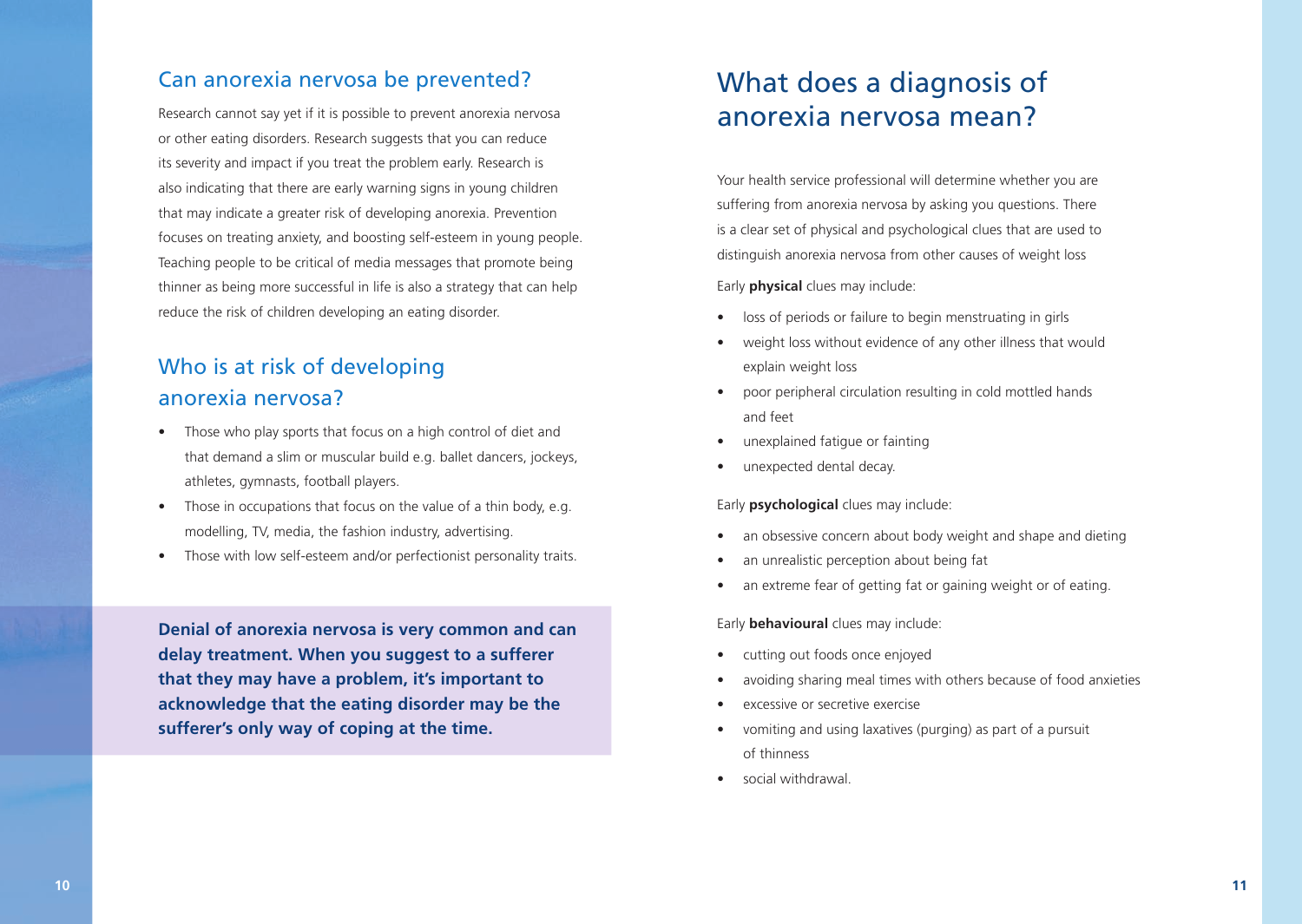## Can anorexia nervosa be prevented?

Research cannot say yet if it is possible to prevent anorexia nervosa or other eating disorders. Research suggests that you can reduce its severity and impact if you treat the problem early. Research is also indicating that there are early warning signs in young children that may indicate a greater risk of developing anorexia. Prevention focuses on treating anxiety, and boosting self-esteem in young people. Teaching people to be critical of media messages that promote being thinner as being more successful in life is also a strategy that can help reduce the risk of children developing an eating disorder.

## Who is at risk of developing anorexia nervosa?

- Those who play sports that focus on a high control of diet and that demand a slim or muscular build e.g. ballet dancers, jockeys, athletes, gymnasts, football players.
- Those in occupations that focus on the value of a thin body, e.g. modelling, TV, media, the fashion industry, advertising.
- Those with low self-esteem and/or perfectionist personality traits.

**Denial of anorexia nervosa is very common and can delay treatment. When you suggest to a sufferer that they may have a problem, it's important to acknowledge that the eating disorder may be the sufferer's only way of coping at the time.**

# What does a diagnosis of anorexia nervosa mean?

Your health service professional will determine whether you are suffering from anorexia nervosa by asking you questions. There is a clear set of physical and psychological clues that are used to distinguish anorexia nervosa from other causes of weight loss

Early **physical** clues may include:

- loss of periods or failure to begin menstruating in girls
- weight loss without evidence of any other illness that would explain weight loss
- poor peripheral circulation resulting in cold mottled hands and feet
- unexplained fatigue or fainting
- unexpected dental decay.

Early **psychological** clues may include:

- an obsessive concern about body weight and shape and dieting
- an unrealistic perception about being fat
- an extreme fear of getting fat or gaining weight or of eating.

Early **behavioural** clues may include:

- cutting out foods once enjoyed
- avoiding sharing meal times with others because of food anxieties
- excessive or secretive exercise
- vomiting and using laxatives (purging) as part of a pursuit of thinness
- social withdrawal.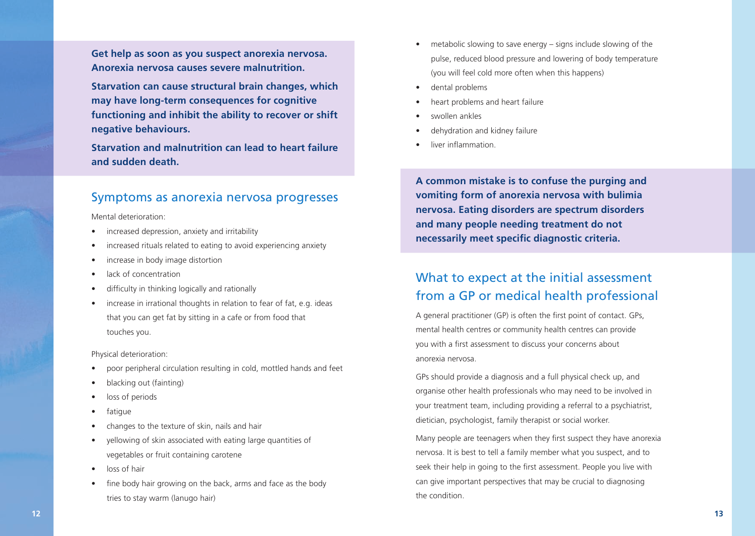**Get help as soon as you suspect anorexia nervosa. Anorexia nervosa causes severe malnutrition.**

**Starvation can cause structural brain changes, which may have long-term consequences for cognitive functioning and inhibit the ability to recover or shift negative behaviours.**

**Starvation and malnutrition can lead to heart failure and sudden death.**

## Symptoms as anorexia nervosa progresses

Mental deterioration:

- increased depression, anxiety and irritability
- increased rituals related to eating to avoid experiencing anxiety
- increase in body image distortion
- lack of concentration
- difficulty in thinking logically and rationally
- increase in irrational thoughts in relation to fear of fat, e.g. ideas that you can get fat by sitting in a cafe or from food that touches you.

Physical deterioration:

- poor peripheral circulation resulting in cold, mottled hands and feet
- blacking out (fainting)
- loss of periods
- fatigue
- changes to the texture of skin, nails and hair
- yellowing of skin associated with eating large quantities of vegetables or fruit containing carotene
- loss of hair
- fine body hair growing on the back, arms and face as the body tries to stay warm (lanugo hair)
- metabolic slowing to save energy – signs include slowing of the pulse, reduced blood pressure and lowering of body temperature (you will feel cold more often when this happens)
- dental problems
- heart problems and heart failure
- swollen ankles
- dehydration and kidney failure
- liver inflammation.

**A common mistake is to confuse the purging and vomiting form of anorexia nervosa with bulimia nervosa. Eating disorders are spectrum disorders and many people needing treatment do not necessarily meet specific diagnostic criteria.**

## What to expect at the initial assessment from a GP or medical health professional

A general practitioner (GP) is often the first point of contact. GPs, mental health centres or community health centres can provide you with a first assessment to discuss your concerns about anorexia nervosa.

GPs should provide a diagnosis and a full physical check up, and organise other health professionals who may need to be involved in your treatment team, including providing a referral to a psychiatrist, dietician, psychologist, family therapist or social worker.

Many people are teenagers when they first suspect they have anorexia nervosa. It is best to tell a family member what you suspect, and to seek their help in going to the first assessment. People you live with can give important perspectives that may be crucial to diagnosing the condition.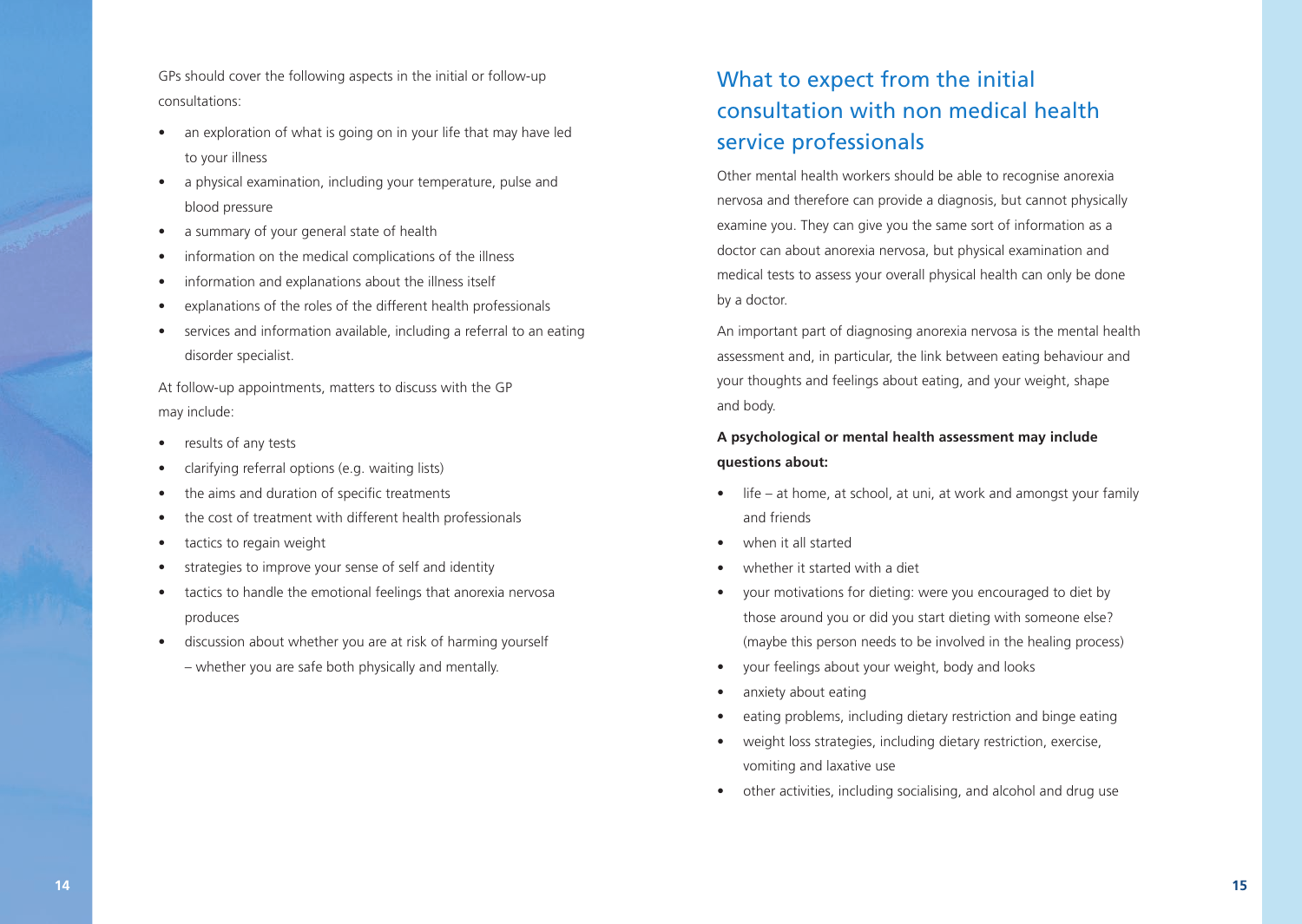GPs should cover the following aspects in the initial or follow-up consultations:

- an exploration of what is going on in your life that may have led to your illness
- a physical examination, including your temperature, pulse and blood pressure
- a summary of your general state of health
- information on the medical complications of the illness
- information and explanations about the illness itself
- explanations of the roles of the different health professionals
- services and information available, including a referral to an eating disorder specialist.

At follow-up appointments, matters to discuss with the GP may include:

- results of any tests
- clarifying referral options (e.g. waiting lists)
- the aims and duration of specific treatments
- the cost of treatment with different health professionals
- tactics to regain weight
- strategies to improve your sense of self and identity
- tactics to handle the emotional feelings that anorexia nervosa produces
- discussion about whether you are at risk of harming yourself – whether you are safe both physically and mentally.

## What to expect from the initial consultation with non medical health service professionals

Other mental health workers should be able to recognise anorexia nervosa and therefore can provide a diagnosis, but cannot physically examine you. They can give you the same sort of information as a doctor can about anorexia nervosa, but physical examination and medical tests to assess your overall physical health can only be done by a doctor.

An important part of diagnosing anorexia nervosa is the mental health assessment and, in particular, the link between eating behaviour and your thoughts and feelings about eating, and your weight, shape and body.

**A psychological or mental health assessment may include questions about:**

- life – at home, at school, at uni, at work and amongst your family and friends
- when it all started
- whether it started with a diet
- your motivations for dieting: were you encouraged to diet by those around you or did you start dieting with someone else? (maybe this person needs to be involved in the healing process)
- your feelings about your weight, body and looks
- anxiety about eating
- eating problems, including dietary restriction and binge eating
- weight loss strategies, including dietary restriction, exercise, vomiting and laxative use
- other activities, including socialising, and alcohol and drug use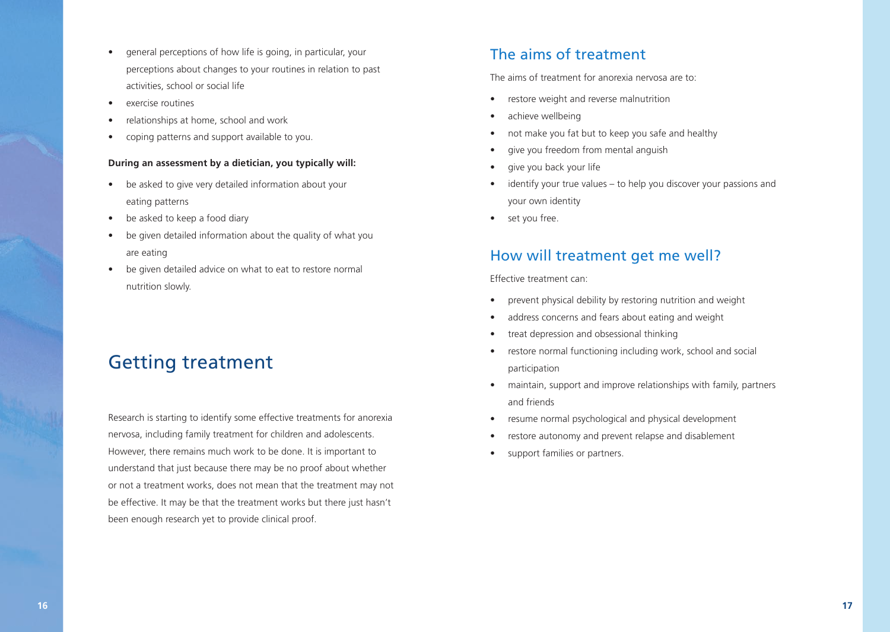- general perceptions of how life is going, in particular, your perceptions about changes to your routines in relation to past activities, school or social life
- exercise routines
- relationships at home, school and work
- coping patterns and support available to you.

**During an assessment by a dietician, you typically will:**

- be asked to give very detailed information about your eating patterns
- be asked to keep a food diary
- be given detailed information about the quality of what you are eating
- be given detailed advice on what to eat to restore normal nutrition slowly.

# Getting treatment

Research is starting to identify some effective treatments for anorexia nervosa, including family treatment for children and adolescents. However, there remains much work to be done. It is important to understand that just because there may be no proof about whether or not a treatment works, does not mean that the treatment may not be effective. It may be that the treatment works but there just hasn't been enough research yet to provide clinical proof.

## The aims of treatment

The aims of treatment for anorexia nervosa are to:

- restore weight and reverse malnutrition
- achieve wellbeing
- not make you fat but to keep you safe and healthy
- give you freedom from mental anguish
- give you back your life
- identify your true values – to help you discover your passions and your own identity
- set you free.

## How will treatment get me well?

Effective treatment can:

- prevent physical debility by restoring nutrition and weight
- address concerns and fears about eating and weight
- treat depression and obsessional thinking
- restore normal functioning including work, school and social participation
- maintain, support and improve relationships with family, partners and friends
- resume normal psychological and physical development
- restore autonomy and prevent relapse and disablement
- support families or partners.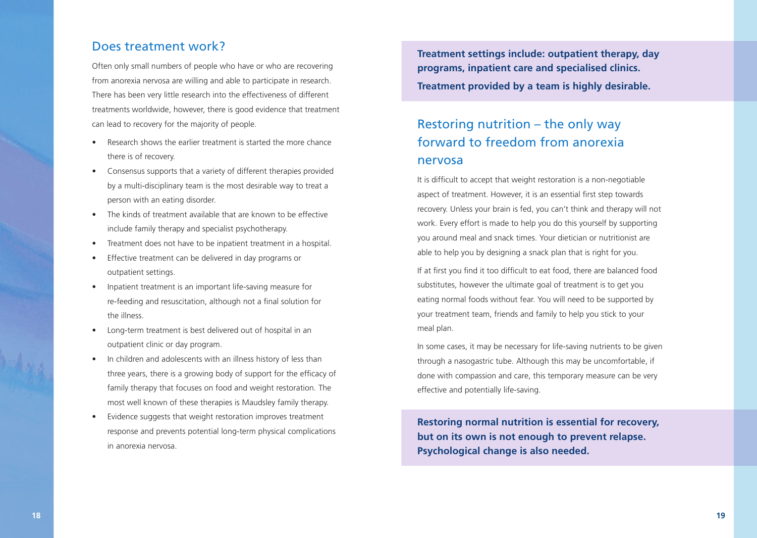## Does treatment work?

Often only small numbers of people who have or who are recovering from anorexia nervosa are willing and able to participate in research. There has been very little research into the effectiveness of different treatments worldwide, however, there is good evidence that treatment can lead to recovery for the majority of people.

- Research shows the earlier treatment is started the more chance there is of recovery.
- Consensus supports that a variety of different therapies provided by a multi-disciplinary team is the most desirable way to treat a person with an eating disorder.
- The kinds of treatment available that are known to be effective include family therapy and specialist psychotherapy.
- Treatment does not have to be inpatient treatment in a hospital.
- Effective treatment can be delivered in day programs or outpatient settings.
- Inpatient treatment is an important life-saving measure for re-feeding and resuscitation, although not a final solution for the illness.
- Long-term treatment is best delivered out of hospital in an outpatient clinic or day program.
- In children and adolescents with an illness history of less than three years, there is a growing body of support for the efficacy of family therapy that focuses on food and weight restoration. The most well known of these therapies is Maudsley family therapy.
- Evidence suggests that weight restoration improves treatment response and prevents potential long-term physical complications in anorexia nervosa.

**Treatment settings include: outpatient therapy, day programs, inpatient care and specialised clinics.**

**Treatment provided by a team is highly desirable.**

## Restoring nutrition – the only way forward to freedom from anorexia nervosa

It is difficult to accept that weight restoration is a non-negotiable aspect of treatment. However, it is an essential first step towards recovery. Unless your brain is fed, you can't think and therapy will not work. Every effort is made to help you do this yourself by supporting you around meal and snack times. Your dietician or nutritionist are able to help you by designing a snack plan that is right for you.

If at first you find it too difficult to eat food, there are balanced food substitutes, however the ultimate goal of treatment is to get you eating normal foods without fear. You will need to be supported by your treatment team, friends and family to help you stick to your meal plan.

In some cases, it may be necessary for life-saving nutrients to be given through a nasogastric tube. Although this may be uncomfortable, if done with compassion and care, this temporary measure can be very effective and potentially life-saving.

**Restoring normal nutrition is essential for recovery, but on its own is not enough to prevent relapse. Psychological change is also needed.**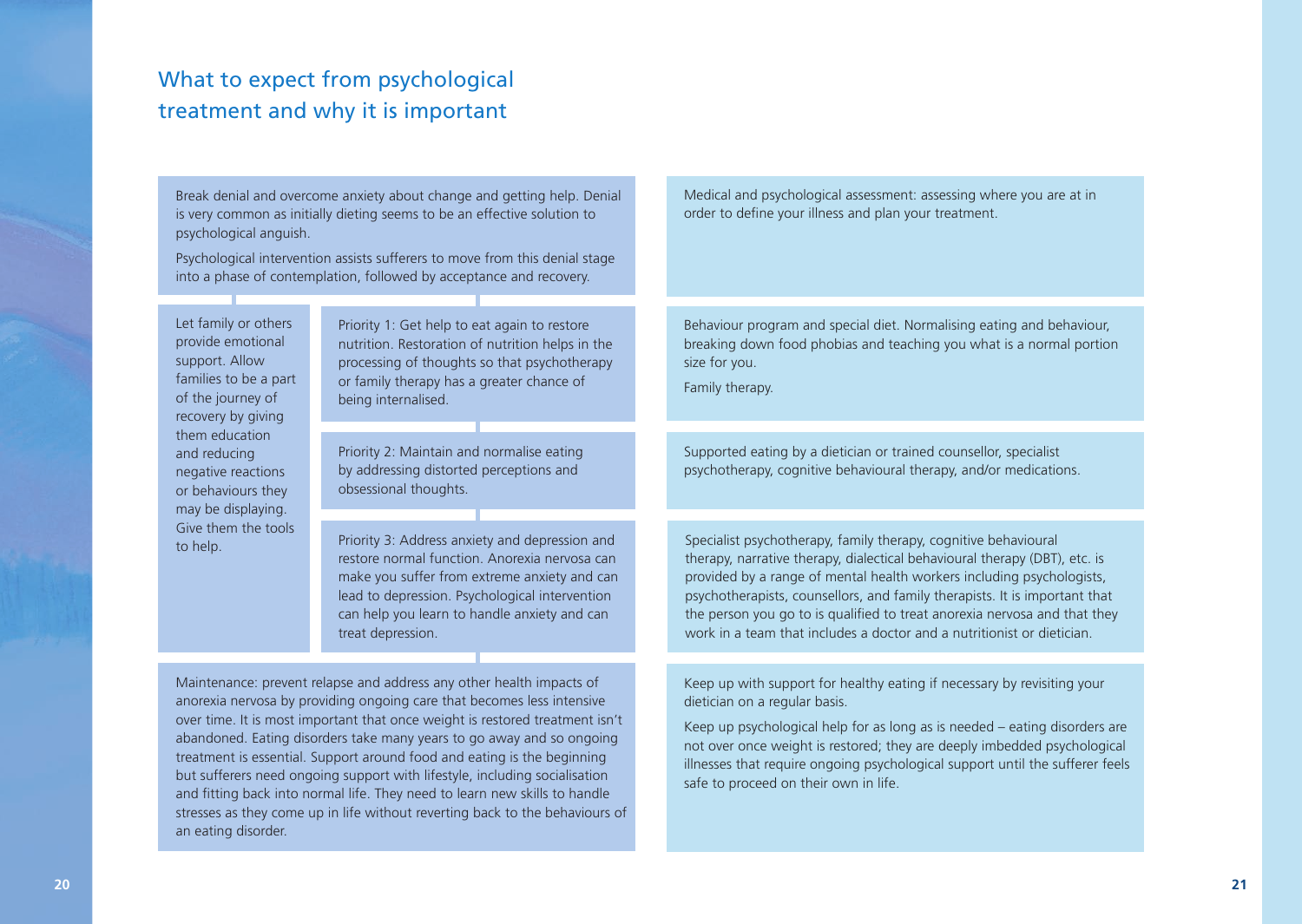## What to expect from psychological treatment and why it is important

Break denial and overcome anxiety about change and getting help. Denial is very common as initially dieting seems to be an effective solution to psychological anguish.

Psychological intervention assists sufferers to move from this denial stage into a phase of contemplation, followed by acceptance and recovery.

Medical and psychological assessment: assessing where you are at in order to define your illness and plan your treatment.

Let family or others provide emotional support. Allow families to be a part of the journey of recovery by giving them education and reducing negative reactions or behaviours they may be displaying. Give them the tools to help.

Priority 1: Get help to eat again to restore nutrition. Restoration of nutrition helps in the processing of thoughts so that psychotherapy or family therapy has a greater chance of being internalised.

Behaviour program and special diet. Normalising eating and behaviour, breaking down food phobias and teaching you what is a normal portion size for you.

Family therapy.

Priority 2: Maintain and normalise eating by addressing distorted perceptions and obsessional thoughts.

Supported eating by a dietician or trained counsellor, specialist psychotherapy, cognitive behavioural therapy, and/or medications.

Priority 3: Address anxiety and depression and restore normal function. Anorexia nervosa can make you suffer from extreme anxiety and can lead to depression. Psychological intervention can help you learn to handle anxiety and can treat depression.

Specialist psychotherapy, family therapy, cognitive behavioural therapy, narrative therapy, dialectical behavioural therapy (DBT), etc. is provided by a range of mental health workers including psychologists, psychotherapists, counsellors, and family therapists. It is important that the person you go to is qualified to treat anorexia nervosa and that they work in a team that includes a doctor and a nutritionist or dietician.

Maintenance: prevent relapse and address any other health impacts of anorexia nervosa by providing ongoing care that becomes less intensive over time. It is most important that once weight is restored treatment isn't abandoned. Eating disorders take many years to go away and so ongoing treatment is essential. Support around food and eating is the beginning but sufferers need ongoing support with lifestyle, including socialisation and fitting back into normal life. They need to learn new skills to handle stresses as they come up in life without reverting back to the behaviours of an eating disorder.

Keep up with support for healthy eating if necessary by revisiting your dietician on a regular basis.

Keep up psychological help for as long as is needed – eating disorders are not over once weight is restored; they are deeply imbedded psychological illnesses that require ongoing psychological support until the sufferer feels safe to proceed on their own in life.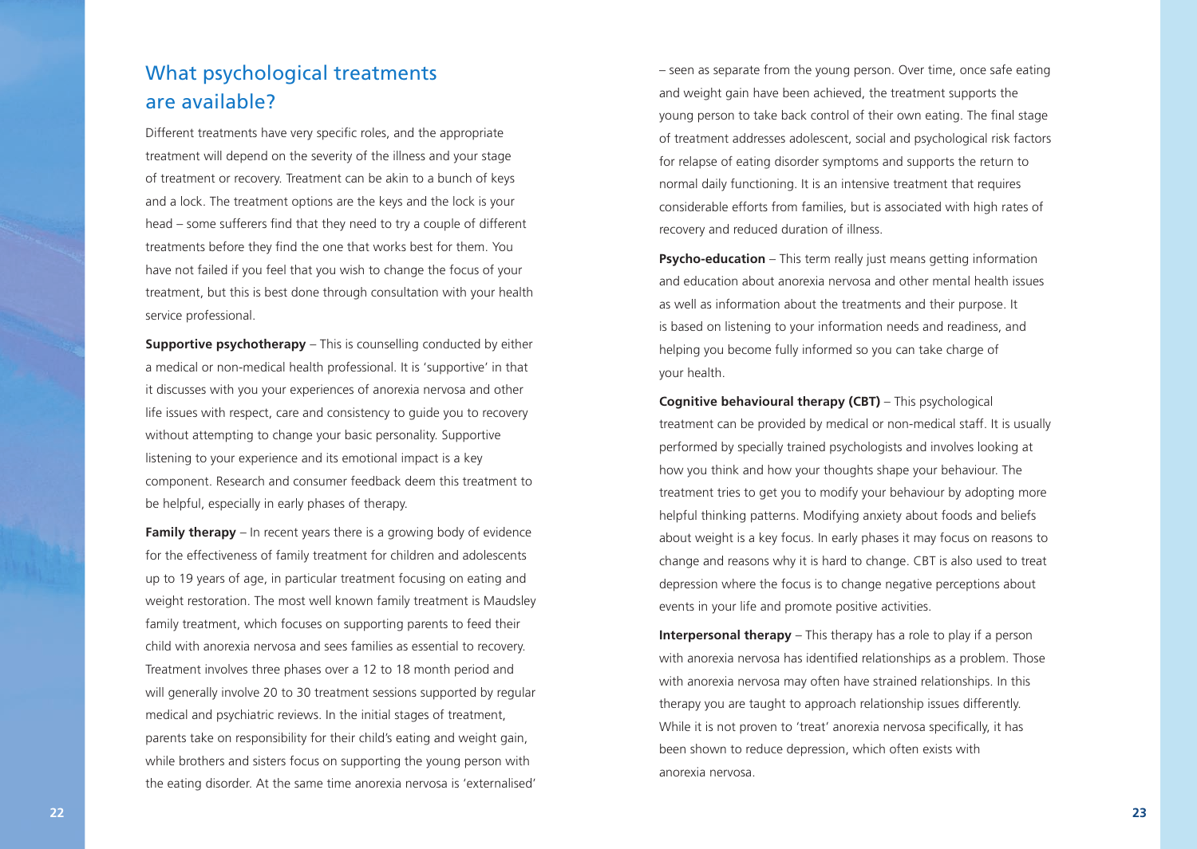## What psychological treatments are available?

Different treatments have very specific roles, and the appropriate treatment will depend on the severity of the illness and your stage of treatment or recovery. Treatment can be akin to a bunch of keys and a lock. The treatment options are the keys and the lock is your head – some sufferers find that they need to try a couple of different treatments before they find the one that works best for them. You have not failed if you feel that you wish to change the focus of your treatment, but this is best done through consultation with your health service professional.

**Supportive psychotherapy** – This is counselling conducted by either a medical or non-medical health professional. It is 'supportive' in that it discusses with you your experiences of anorexia nervosa and other life issues with respect, care and consistency to guide you to recovery without attempting to change your basic personality. Supportive listening to your experience and its emotional impact is a key component. Research and consumer feedback deem this treatment to be helpful, especially in early phases of therapy.

**Family therapy** – In recent years there is a growing body of evidence for the effectiveness of family treatment for children and adolescents up to 19 years of age, in particular treatment focusing on eating and weight restoration. The most well known family treatment is Maudsley family treatment, which focuses on supporting parents to feed their child with anorexia nervosa and sees families as essential to recovery. Treatment involves three phases over a 12 to 18 month period and will generally involve 20 to 30 treatment sessions supported by regular medical and psychiatric reviews. In the initial stages of treatment, parents take on responsibility for their child's eating and weight gain, while brothers and sisters focus on supporting the young person with the eating disorder. At the same time anorexia nervosa is 'externalised' – seen as separate from the young person. Over time, once safe eating and weight gain have been achieved, the treatment supports the young person to take back control of their own eating. The final stage of treatment addresses adolescent, social and psychological risk factors for relapse of eating disorder symptoms and supports the return to normal daily functioning. It is an intensive treatment that requires considerable efforts from families, but is associated with high rates of recovery and reduced duration of illness.

**Psycho-education** – This term really just means getting information and education about anorexia nervosa and other mental health issues as well as information about the treatments and their purpose. It is based on listening to your information needs and readiness, and helping you become fully informed so you can take charge of your health.

**Cognitive behavioural therapy (CBT)** – This psychological treatment can be provided by medical or non-medical staff. It is usually performed by specially trained psychologists and involves looking at how you think and how your thoughts shape your behaviour. The treatment tries to get you to modify your behaviour by adopting more helpful thinking patterns. Modifying anxiety about foods and beliefs about weight is a key focus. In early phases it may focus on reasons to change and reasons why it is hard to change. CBT is also used to treat depression where the focus is to change negative perceptions about events in your life and promote positive activities.

**Interpersonal therapy** – This therapy has a role to play if a person with anorexia nervosa has identified relationships as a problem. Those with anorexia nervosa may often have strained relationships. In this therapy you are taught to approach relationship issues differently. While it is not proven to 'treat' anorexia nervosa specifically, it has been shown to reduce depression, which often exists with anorexia nervosa.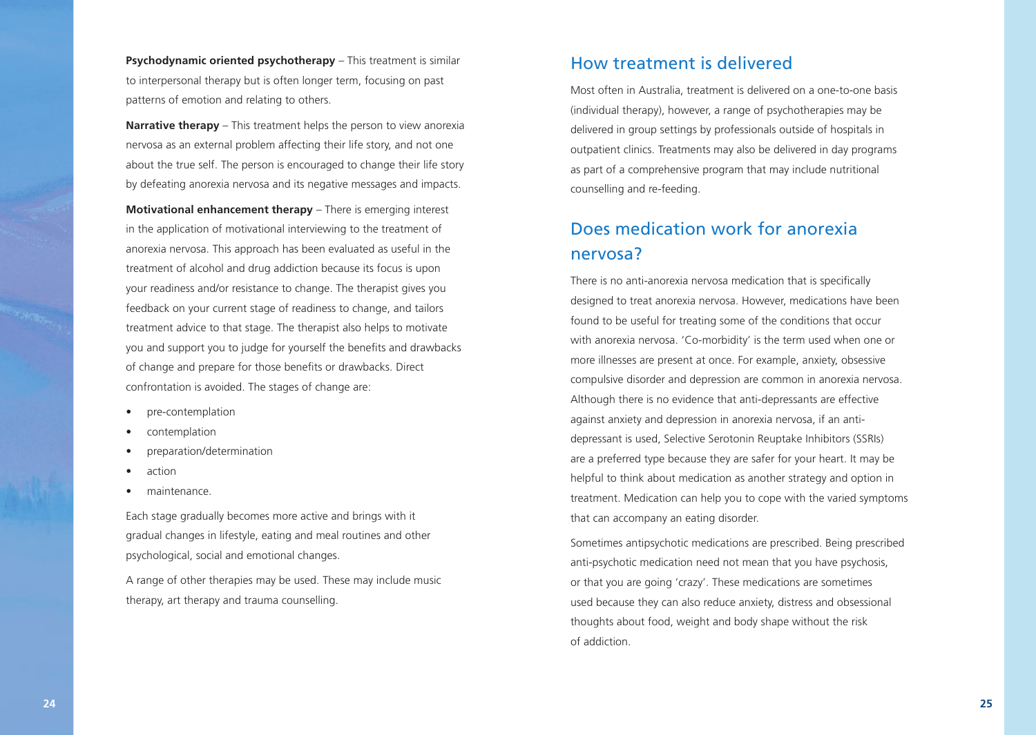**Psychodynamic oriented psychotherapy** – This treatment is similar to interpersonal therapy but is often longer term, focusing on past patterns of emotion and relating to others.

**Narrative therapy** – This treatment helps the person to view anorexia nervosa as an external problem affecting their life story, and not one about the true self. The person is encouraged to change their life story by defeating anorexia nervosa and its negative messages and impacts.

**Motivational enhancement therapy** – There is emerging interest in the application of motivational interviewing to the treatment of anorexia nervosa. This approach has been evaluated as useful in the treatment of alcohol and drug addiction because its focus is upon your readiness and/or resistance to change. The therapist gives you feedback on your current stage of readiness to change, and tailors treatment advice to that stage. The therapist also helps to motivate you and support you to judge for yourself the benefits and drawbacks of change and prepare for those benefits or drawbacks. Direct confrontation is avoided. The stages of change are:

- pre-contemplation
- contemplation
- preparation/determination
- action
- maintenance.

Each stage gradually becomes more active and brings with it gradual changes in lifestyle, eating and meal routines and other psychological, social and emotional changes.

A range of other therapies may be used. These may include music therapy, art therapy and trauma counselling.

## How treatment is delivered

Most often in Australia, treatment is delivered on a one-to-one basis (individual therapy), however, a range of psychotherapies may be delivered in group settings by professionals outside of hospitals in outpatient clinics. Treatments may also be delivered in day programs as part of a comprehensive program that may include nutritional counselling and re-feeding.

## Does medication work for anorexia nervosa?

There is no anti-anorexia nervosa medication that is specifically designed to treat anorexia nervosa. However, medications have been found to be useful for treating some of the conditions that occur with anorexia nervosa. 'Co-morbidity' is the term used when one or more illnesses are present at once. For example, anxiety, obsessive compulsive disorder and depression are common in anorexia nervosa. Although there is no evidence that anti-depressants are effective against anxiety and depression in anorexia nervosa, if an anti-depressant is used, Selective Serotonin Reuptake Inhibitors (SSRIs) are a preferred type because they are safer for your heart. It may be helpful to think about medication as another strategy and option in treatment. Medication can help you to cope with the varied symptoms that can accompany an eating disorder.

Sometimes antipsychotic medications are prescribed. Being prescribed anti-psychotic medication need not mean that you have psychosis, or that you are going 'crazy'. These medications are sometimes used because they can also reduce anxiety, distress and obsessional thoughts about food, weight and body shape without the risk of addiction.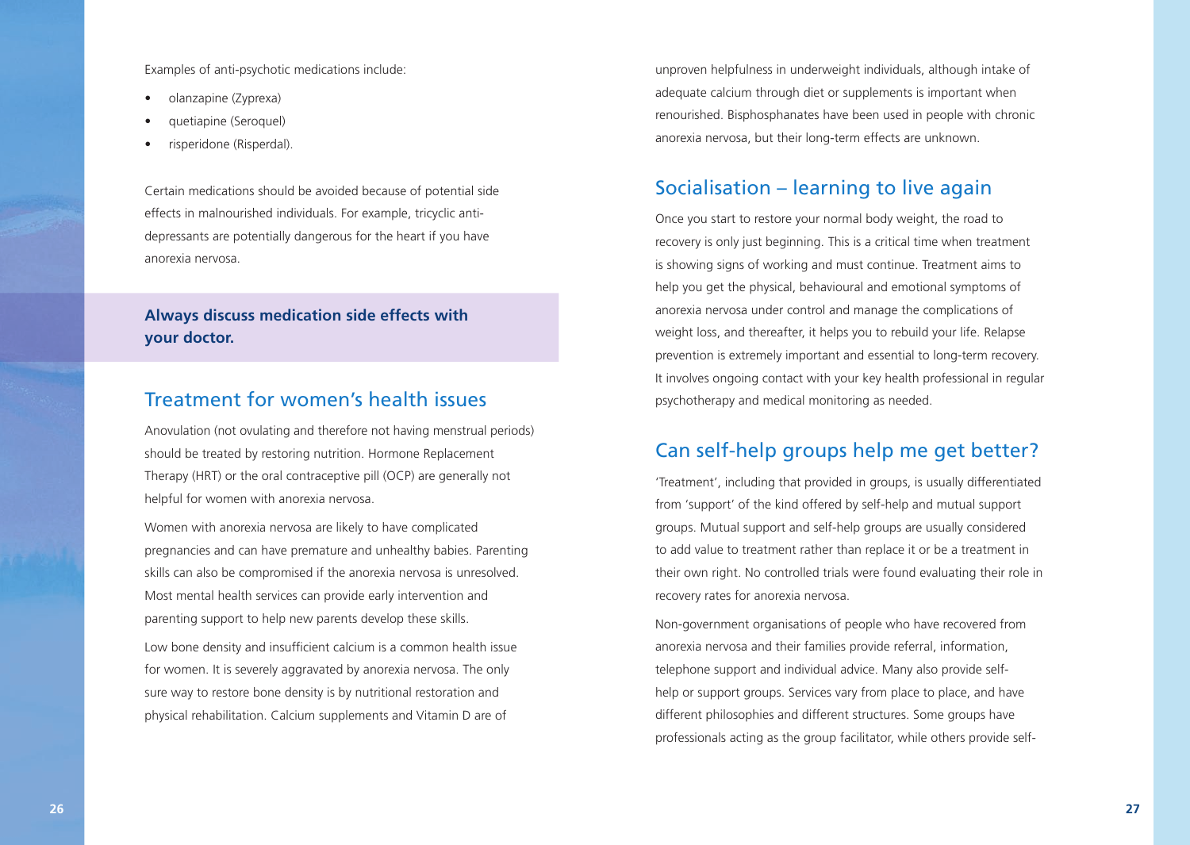Examples of anti-psychotic medications include:

- olanzapine (Zyprexa)
- quetiapine (Seroquel)
- risperidone (Risperdal).

Certain medications should be avoided because of potential side effects in malnourished individuals. For example, tricyclic anti-depressants are potentially dangerous for the heart if you have anorexia nervosa.

**Always discuss medication side effects with your doctor.**

## Treatment for women's health issues

Anovulation (not ovulating and therefore not having menstrual periods) should be treated by restoring nutrition. Hormone Replacement Therapy (HRT) or the oral contraceptive pill (OCP) are generally not helpful for women with anorexia nervosa.

Women with anorexia nervosa are likely to have complicated pregnancies and can have premature and unhealthy babies. Parenting skills can also be compromised if the anorexia nervosa is unresolved. Most mental health services can provide early intervention and parenting support to help new parents develop these skills.

Low bone density and insufficient calcium is a common health issue for women. It is severely aggravated by anorexia nervosa. The only sure way to restore bone density is by nutritional restoration and physical rehabilitation. Calcium supplements and Vitamin D are of unproven helpfulness in underweight individuals, although intake of adequate calcium through diet or supplements is important when renourished. Bisphosphanates have been used in people with chronic anorexia nervosa, but their long-term effects are unknown.

## Socialisation – learning to live again

Once you start to restore your normal body weight, the road to recovery is only just beginning. This is a critical time when treatment is showing signs of working and must continue. Treatment aims to help you get the physical, behavioural and emotional symptoms of anorexia nervosa under control and manage the complications of weight loss, and thereafter, it helps you to rebuild your life. Relapse prevention is extremely important and essential to long-term recovery. It involves ongoing contact with your key health professional in regular psychotherapy and medical monitoring as needed.

## Can self-help groups help me get better?

'Treatment', including that provided in groups, is usually differentiated from 'support' of the kind offered by self-help and mutual support groups. Mutual support and self-help groups are usually considered to add value to treatment rather than replace it or be a treatment in their own right. No controlled trials were found evaluating their role in recovery rates for anorexia nervosa.

Non-government organisations of people who have recovered from anorexia nervosa and their families provide referral, information, telephone support and individual advice. Many also provide self-help or support groups. Services vary from place to place, and have different philosophies and different structures. Some groups have professionals acting as the group facilitator, while others provide self-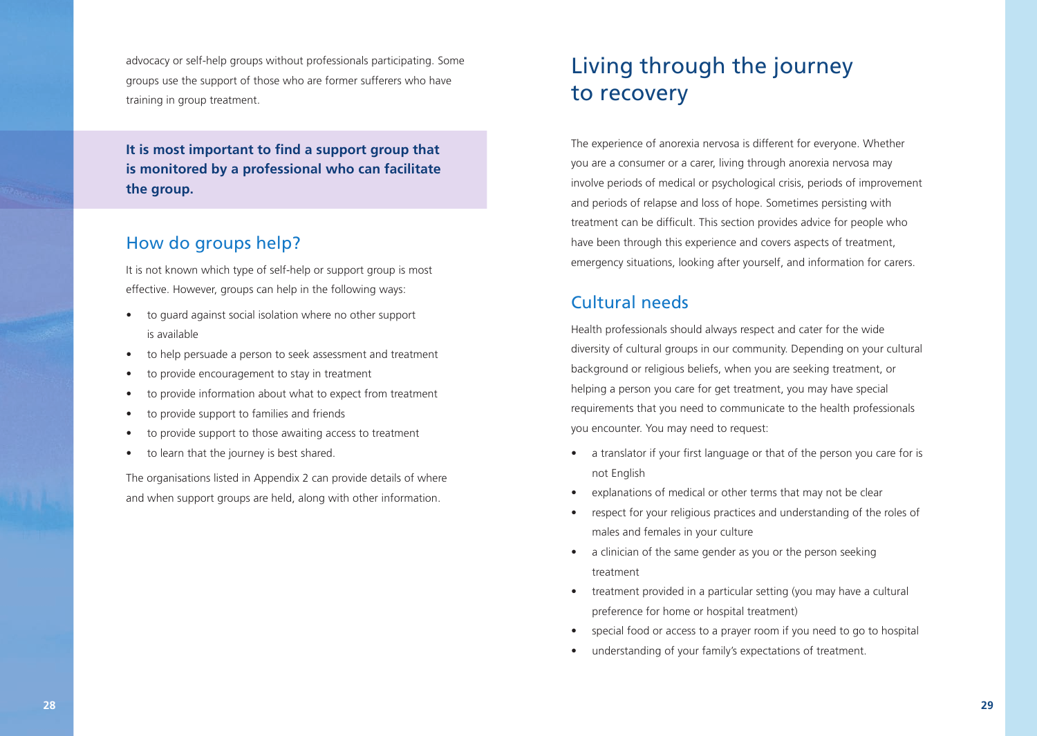advocacy or self-help groups without professionals participating. Some groups use the support of those who are former sufferers who have training in group treatment.

**It is most important to find a support group that is monitored by a professional who can facilitate the group.**

## How do groups help?

It is not known which type of self-help or support group is most effective. However, groups can help in the following ways:

- to guard against social isolation where no other support is available
- to help persuade a person to seek assessment and treatment
- to provide encouragement to stay in treatment
- to provide information about what to expect from treatment
- to provide support to families and friends
- to provide support to those awaiting access to treatment
- to learn that the journey is best shared.

The organisations listed in Appendix 2 can provide details of where and when support groups are held, along with other information.

# Living through the journey to recovery

The experience of anorexia nervosa is different for everyone. Whether you are a consumer or a carer, living through anorexia nervosa may involve periods of medical or psychological crisis, periods of improvement and periods of relapse and loss of hope. Sometimes persisting with treatment can be difficult. This section provides advice for people who have been through this experience and covers aspects of treatment, emergency situations, looking after yourself, and information for carers.

## Cultural needs

Health professionals should always respect and cater for the wide diversity of cultural groups in our community. Depending on your cultural background or religious beliefs, when you are seeking treatment, or helping a person you care for get treatment, you may have special requirements that you need to communicate to the health professionals you encounter. You may need to request:

- a translator if your first language or that of the person you care for is not English
- explanations of medical or other terms that may not be clear
- respect for your religious practices and understanding of the roles of males and females in your culture
- a clinician of the same gender as you or the person seeking treatment
- treatment provided in a particular setting (you may have a cultural preference for home or hospital treatment)
- special food or access to a prayer room if you need to go to hospital
- understanding of your family's expectations of treatment.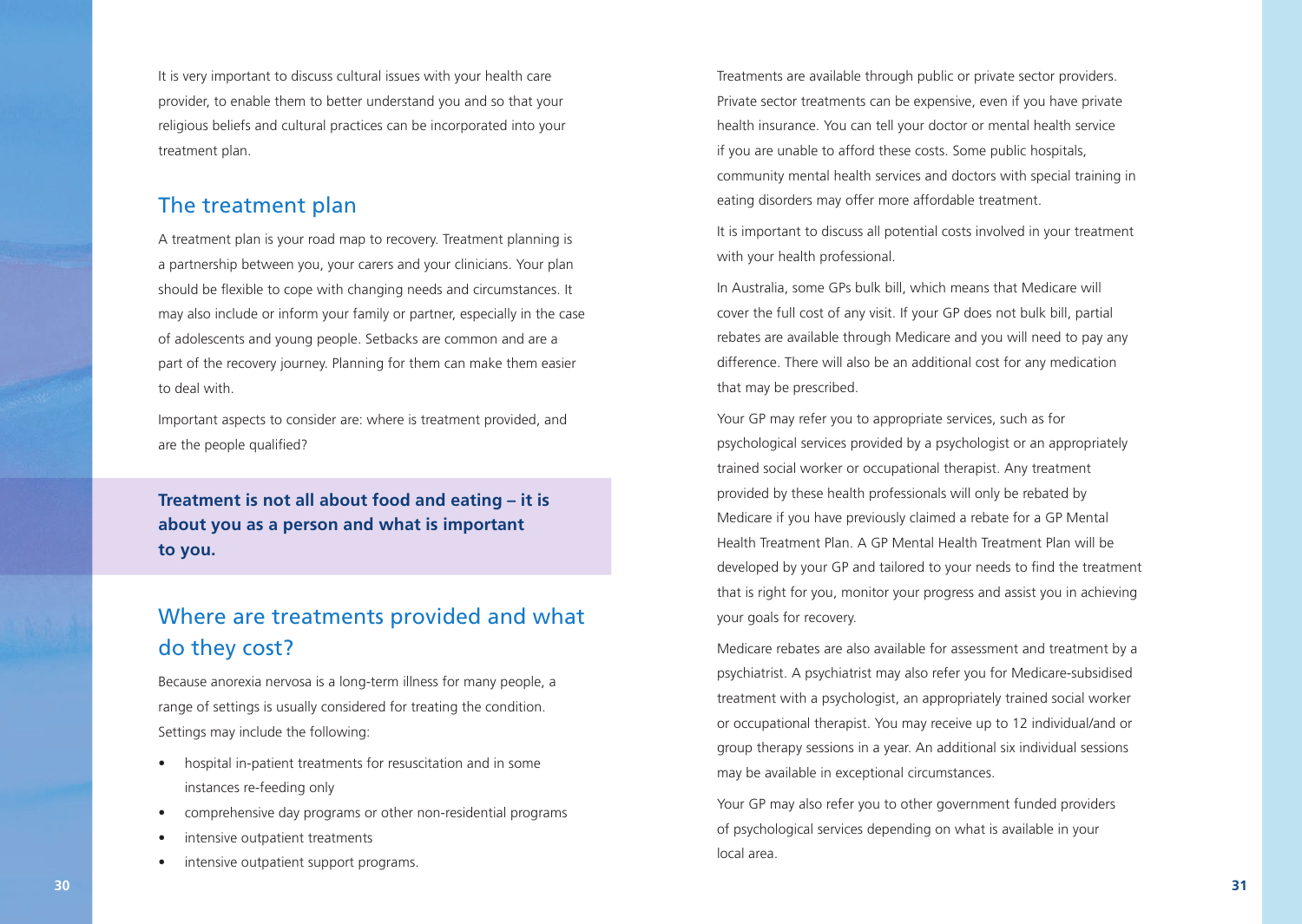It is very important to discuss cultural issues with your health care provider, to enable them to better understand you and so that your religious beliefs and cultural practices can be incorporated into your treatment plan.

## The treatment plan

A treatment plan is your road map to recovery. Treatment planning is a partnership between you, your carers and your clinicians. Your plan should be flexible to cope with changing needs and circumstances. It may also include or inform your family or partner, especially in the case of adolescents and young people. Setbacks are common and are a part of the recovery journey. Planning for them can make them easier to deal with.

Important aspects to consider are: where is treatment provided, and are the people qualified?

**Treatment is not all about food and eating – it is about you as a person and what is important to you.**

## Where are treatments provided and what do they cost?

Because anorexia nervosa is a long-term illness for many people, a range of settings is usually considered for treating the condition. Settings may include the following:

- hospital in-patient treatments for resuscitation and in some instances re-feeding only
- comprehensive day programs or other non-residential programs
- intensive outpatient treatments
- intensive outpatient support programs.

Treatments are available through public or private sector providers. Private sector treatments can be expensive, even if you have private health insurance. You can tell your doctor or mental health service if you are unable to afford these costs. Some public hospitals, community mental health services and doctors with special training in eating disorders may offer more affordable treatment.

It is important to discuss all potential costs involved in your treatment with your health professional.

In Australia, some GPs bulk bill, which means that Medicare will cover the full cost of any visit. If your GP does not bulk bill, partial rebates are available through Medicare and you will need to pay any difference. There will also be an additional cost for any medication that may be prescribed.

Your GP may refer you to appropriate services, such as for psychological services provided by a psychologist or an appropriately trained social worker or occupational therapist. Any treatment provided by these health professionals will only be rebated by Medicare if you have previously claimed a rebate for a GP Mental Health Treatment Plan. A GP Mental Health Treatment Plan will be developed by your GP and tailored to your needs to find the treatment that is right for you, monitor your progress and assist you in achieving your goals for recovery.

Medicare rebates are also available for assessment and treatment by a psychiatrist. A psychiatrist may also refer you for Medicare-subsidised treatment with a psychologist, an appropriately trained social worker or occupational therapist. You may receive up to 12 individual/and or group therapy sessions in a year. An additional six individual sessions may be available in exceptional circumstances.

Your GP may also refer you to other government funded providers of psychological services depending on what is available in your local area.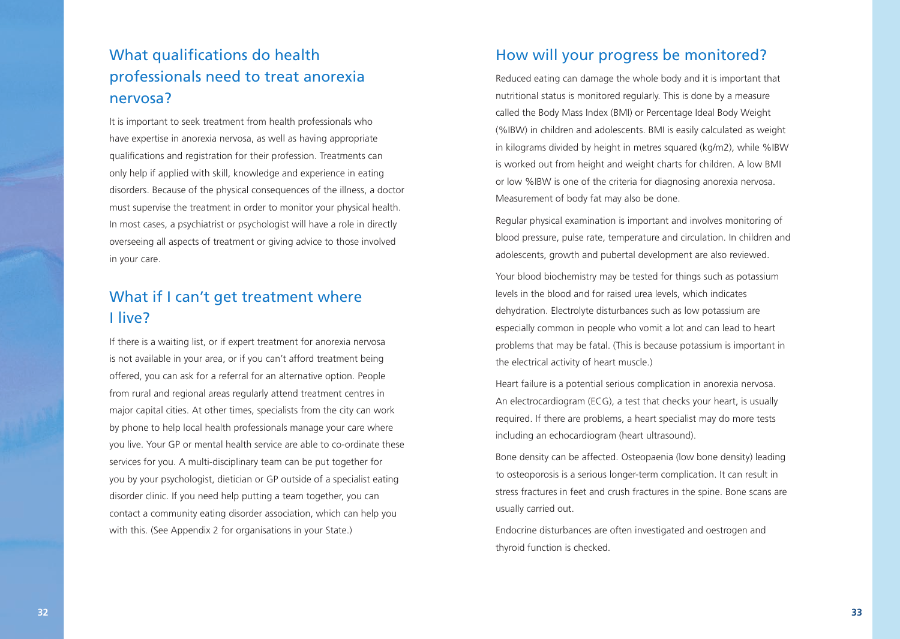## What qualifications do health professionals need to treat anorexia nervosa?

It is important to seek treatment from health professionals who have expertise in anorexia nervosa, as well as having appropriate qualifications and registration for their profession. Treatments can only help if applied with skill, knowledge and experience in eating disorders. Because of the physical consequences of the illness, a doctor must supervise the treatment in order to monitor your physical health. In most cases, a psychiatrist or psychologist will have a role in directly overseeing all aspects of treatment or giving advice to those involved in your care.

## What if I can't get treatment where I live?

If there is a waiting list, or if expert treatment for anorexia nervosa is not available in your area, or if you can't afford treatment being offered, you can ask for a referral for an alternative option. People from rural and regional areas regularly attend treatment centres in major capital cities. At other times, specialists from the city can work by phone to help local health professionals manage your care where you live. Your GP or mental health service are able to co-ordinate these services for you. A multi-disciplinary team can be put together for you by your psychologist, dietician or GP outside of a specialist eating disorder clinic. If you need help putting a team together, you can contact a community eating disorder association, which can help you with this. (See Appendix 2 for organisations in your State.)

## How will your progress be monitored?

Reduced eating can damage the whole body and it is important that nutritional status is monitored regularly. This is done by a measure called the Body Mass Index (BMI) or Percentage Ideal Body Weight (%IBW) in children and adolescents. BMI is easily calculated as weight in kilograms divided by height in metres squared (kg/m2), while %IBW is worked out from height and weight charts for children. A low BMI or low %IBW is one of the criteria for diagnosing anorexia nervosa. Measurement of body fat may also be done.

Regular physical examination is important and involves monitoring of blood pressure, pulse rate, temperature and circulation. In children and adolescents, growth and pubertal development are also reviewed.

Your blood biochemistry may be tested for things such as potassium levels in the blood and for raised urea levels, which indicates dehydration. Electrolyte disturbances such as low potassium are especially common in people who vomit a lot and can lead to heart problems that may be fatal. (This is because potassium is important in the electrical activity of heart muscle.)

Heart failure is a potential serious complication in anorexia nervosa. An electrocardiogram (ECG), a test that checks your heart, is usually required. If there are problems, a heart specialist may do more tests including an echocardiogram (heart ultrasound).

Bone density can be affected. Osteopaenia (low bone density) leading to osteoporosis is a serious longer-term complication. It can result in stress fractures in feet and crush fractures in the spine. Bone scans are usually carried out.

Endocrine disturbances are often investigated and oestrogen and thyroid function is checked.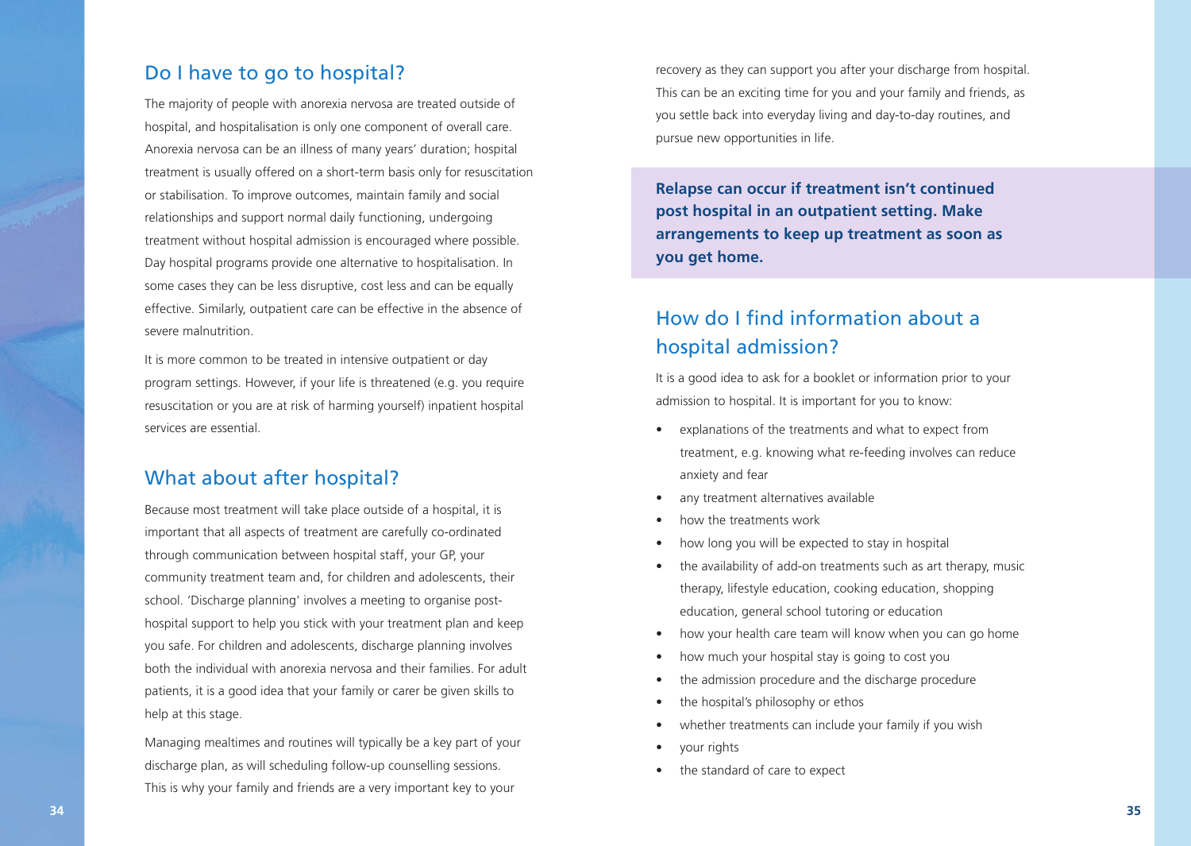## Do I have to go to hospital?

The majority of people with anorexia nervosa are treated outside of hospital, and hospitalisation is only one component of overall care. Anorexia nervosa can be an illness of many years' duration; hospital treatment is usually offered on a short-term basis only for resuscitation or stabilisation. To improve outcomes, maintain family and social relationships and support normal daily functioning, undergoing treatment without hospital admission is encouraged where possible. Day hospital programs provide one alternative to hospitalisation. In some cases they can be less disruptive, cost less and can be equally effective. Similarly, outpatient care can be effective in the absence of severe malnutrition.

It is more common to be treated in intensive outpatient or day program settings. However, if your life is threatened (e.g. you require resuscitation or you are at risk of harming yourself) inpatient hospital services are essential.

## What about after hospital?

Because most treatment will take place outside of a hospital, it is important that all aspects of treatment are carefully co-ordinated through communication between hospital staff, your GP, your community treatment team and, for children and adolescents, their school. 'Discharge planning' involves a meeting to organise post-hospital support to help you stick with your treatment plan and keep you safe. For children and adolescents, discharge planning involves both the individual with anorexia nervosa and their families. For adult patients, it is a good idea that your family or carer be given skills to help at this stage.

Managing mealtimes and routines will typically be a key part of your discharge plan, as will scheduling follow-up counselling sessions. This is why your family and friends are a very important key to your recovery as they can support you after your discharge from hospital. This can be an exciting time for you and your family and friends, as you settle back into everyday living and day-to-day routines, and pursue new opportunities in life.

**Relapse can occur if treatment isn't continued post hospital in an outpatient setting. Make arrangements to keep up treatment as soon as you get home.**

## How do I find information about a hospital admission?

It is a good idea to ask for a booklet or information prior to your admission to hospital. It is important for you to know:

- explanations of the treatments and what to expect from treatment, e.g. knowing what re-feeding involves can reduce anxiety and fear
- any treatment alternatives available
- how the treatments work
- how long you will be expected to stay in hospital
- the availability of add-on treatments such as art therapy, music therapy, lifestyle education, cooking education, shopping education, general school tutoring or education
- how your health care team will know when you can go home
- how much your hospital stay is going to cost you
- the admission procedure and the discharge procedure
- the hospital's philosophy or ethos
- whether treatments can include your family if you wish
- your rights
- the standard of care to expect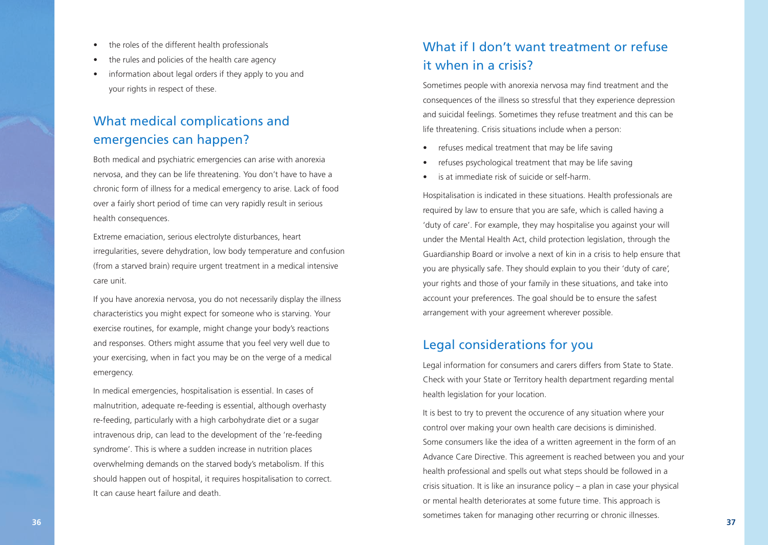- the roles of the different health professionals
- the rules and policies of the health care agency
- information about legal orders if they apply to you and your rights in respect of these.

## What medical complications and emergencies can happen?

Both medical and psychiatric emergencies can arise with anorexia nervosa, and they can be life threatening. You don't have to have a chronic form of illness for a medical emergency to arise. Lack of food over a fairly short period of time can very rapidly result in serious health consequences.

Extreme emaciation, serious electrolyte disturbances, heart irregularities, severe dehydration, low body temperature and confusion (from a starved brain) require urgent treatment in a medical intensive care unit.

If you have anorexia nervosa, you do not necessarily display the illness characteristics you might expect for someone who is starving. Your exercise routines, for example, might change your body's reactions and responses. Others might assume that you feel very well due to your exercising, when in fact you may be on the verge of a medical emergency.

In medical emergencies, hospitalisation is essential. In cases of malnutrition, adequate re-feeding is essential, although overhasty re-feeding, particularly with a high carbohydrate diet or a sugar intravenous drip, can lead to the development of the 're-feeding syndrome'. This is where a sudden increase in nutrition places overwhelming demands on the starved body's metabolism. If this should happen out of hospital, it requires hospitalisation to correct. It can cause heart failure and death.

## What if I don't want treatment or refuse it when in a crisis?

Sometimes people with anorexia nervosa may find treatment and the consequences of the illness so stressful that they experience depression and suicidal feelings. Sometimes they refuse treatment and this can be life threatening. Crisis situations include when a person:

- refuses medical treatment that may be life saving
- refuses psychological treatment that may be life saving
- is at immediate risk of suicide or self-harm.

Hospitalisation is indicated in these situations. Health professionals are required by law to ensure that you are safe, which is called having a 'duty of care'. For example, they may hospitalise you against your will under the Mental Health Act, child protection legislation, through the Guardianship Board or involve a next of kin in a crisis to help ensure that you are physically safe. They should explain to you their 'duty of care', your rights and those of your family in these situations, and take into account your preferences. The goal should be to ensure the safest arrangement with your agreement wherever possible.

## Legal considerations for you

Legal information for consumers and carers differs from State to State. Check with your State or Territory health department regarding mental health legislation for your location.

It is best to try to prevent the occurence of any situation where your control over making your own health care decisions is diminished. Some consumers like the idea of a written agreement in the form of an Advance Care Directive. This agreement is reached between you and your health professional and spells out what steps should be followed in a crisis situation. It is like an insurance policy – a plan in case your physical or mental health deteriorates at some future time. This approach is sometimes taken for managing other recurring or chronic illnesses.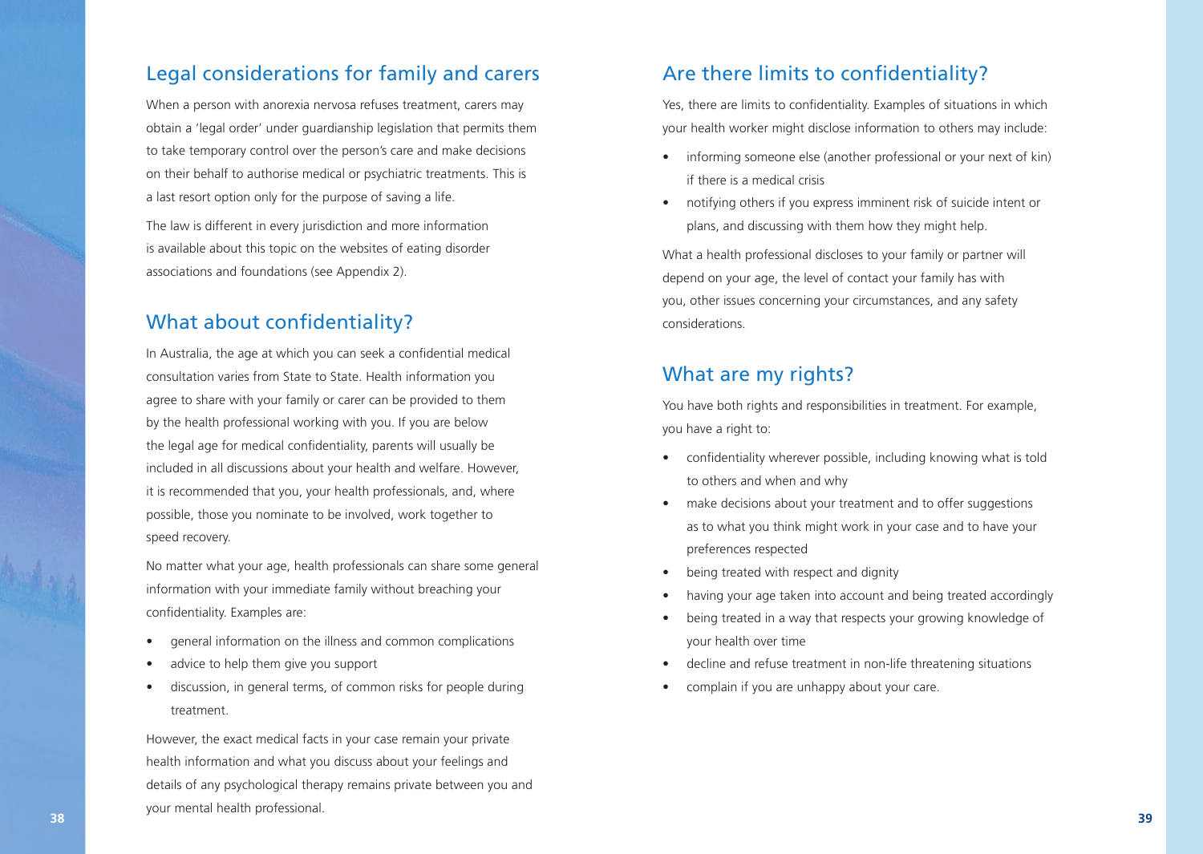## Legal considerations for family and carers

When a person with anorexia nervosa refuses treatment, carers may obtain a 'legal order' under guardianship legislation that permits them to take temporary control over the person's care and make decisions on their behalf to authorise medical or psychiatric treatments. This is a last resort option only for the purpose of saving a life.

The law is different in every jurisdiction and more information is available about this topic on the websites of eating disorder associations and foundations (see Appendix 2).

## What about confidentiality?

In Australia, the age at which you can seek a confidential medical consultation varies from State to State. Health information you agree to share with your family or carer can be provided to them by the health professional working with you. If you are below the legal age for medical confidentiality, parents will usually be included in all discussions about your health and welfare. However, it is recommended that you, your health professionals, and, where possible, those you nominate to be involved, work together to speed recovery.

No matter what your age, health professionals can share some general information with your immediate family without breaching your confidentiality. Examples are:

- general information on the illness and common complications
- advice to help them give you support
- discussion, in general terms, of common risks for people during treatment.

However, the exact medical facts in your case remain your private health information and what you discuss about your feelings and details of any psychological therapy remains private between you and your mental health professional.

## Are there limits to confidentiality?

Yes, there are limits to confidentiality. Examples of situations in which your health worker might disclose information to others may include:

- informing someone else (another professional or your next of kin) if there is a medical crisis
- notifying others if you express imminent risk of suicide intent or plans, and discussing with them how they might help.

What a health professional discloses to your family or partner will depend on your age, the level of contact your family has with you, other issues concerning your circumstances, and any safety considerations.

## What are my rights?

You have both rights and responsibilities in treatment. For example, you have a right to:

- confidentiality wherever possible, including knowing what is told to others and when and why
- make decisions about your treatment and to offer suggestions as to what you think might work in your case and to have your preferences respected
- being treated with respect and dignity
- having your age taken into account and being treated accordingly
- being treated in a way that respects your growing knowledge of your health over time
- decline and refuse treatment in non-life threatening situations
- complain if you are unhappy about your care.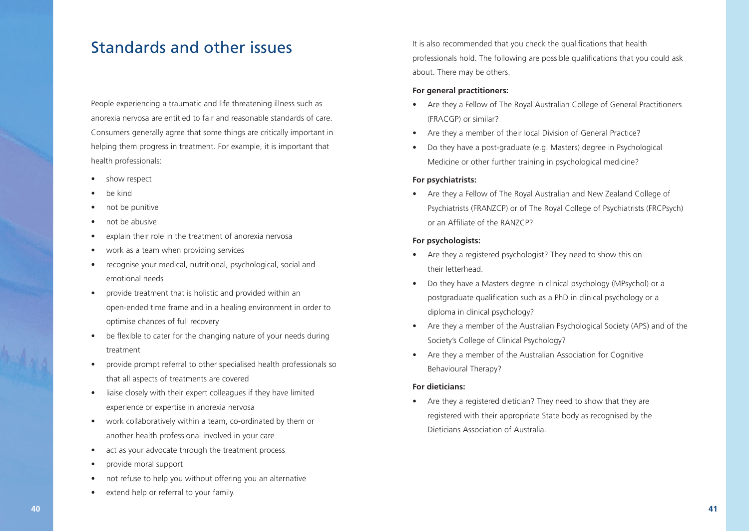# Standards and other issues

People experiencing a traumatic and life threatening illness such as anorexia nervosa are entitled to fair and reasonable standards of care. Consumers generally agree that some things are critically important in helping them progress in treatment. For example, it is important that health professionals:

- show respect
- be kind
- not be punitive
- not be abusive
- explain their role in the treatment of anorexia nervosa
- work as a team when providing services
- recognise your medical, nutritional, psychological, social and emotional needs
- provide treatment that is holistic and provided within an open-ended time frame and in a healing environment in order to optimise chances of full recovery
- be flexible to cater for the changing nature of your needs during treatment
- provide prompt referral to other specialised health professionals so that all aspects of treatments are covered
- liaise closely with their expert colleagues if they have limited experience or expertise in anorexia nervosa
- work collaboratively within a team, co-ordinated by them or another health professional involved in your care
- act as your advocate through the treatment process
- provide moral support
- not refuse to help you without offering you an alternative
- extend help or referral to your family.

It is also recommended that you check the qualifications that health professionals hold. The following are possible qualifications that you could ask about. There may be others.

**For general practitioners:**

- Are they a Fellow of The Royal Australian College of General Practitioners (FRACGP) or similar?
- Are they a member of their local Division of General Practice?
- Do they have a post-graduate (e.g. Masters) degree in Psychological Medicine or other further training in psychological medicine?

**For psychiatrists:**

- Are they a Fellow of The Royal Australian and New Zealand College of Psychiatrists (FRANZCP) or of The Royal College of Psychiatrists (FRCPsych) or an Affiliate of the RANZCP?

**For psychologists:**

- Are they a registered psychologist? They need to show this on their letterhead.
- Do they have a Masters degree in clinical psychology (MPsychol) or a postgraduate qualification such as a PhD in clinical psychology or a diploma in clinical psychology?
- Are they a member of the Australian Psychological Society (APS) and of the Society's College of Clinical Psychology?
- Are they a member of the Australian Association for Cognitive Behavioural Therapy?

**For dieticians:**

- Are they a registered dietician? They need to show that they are registered with their appropriate State body as recognised by the Dieticians Association of Australia.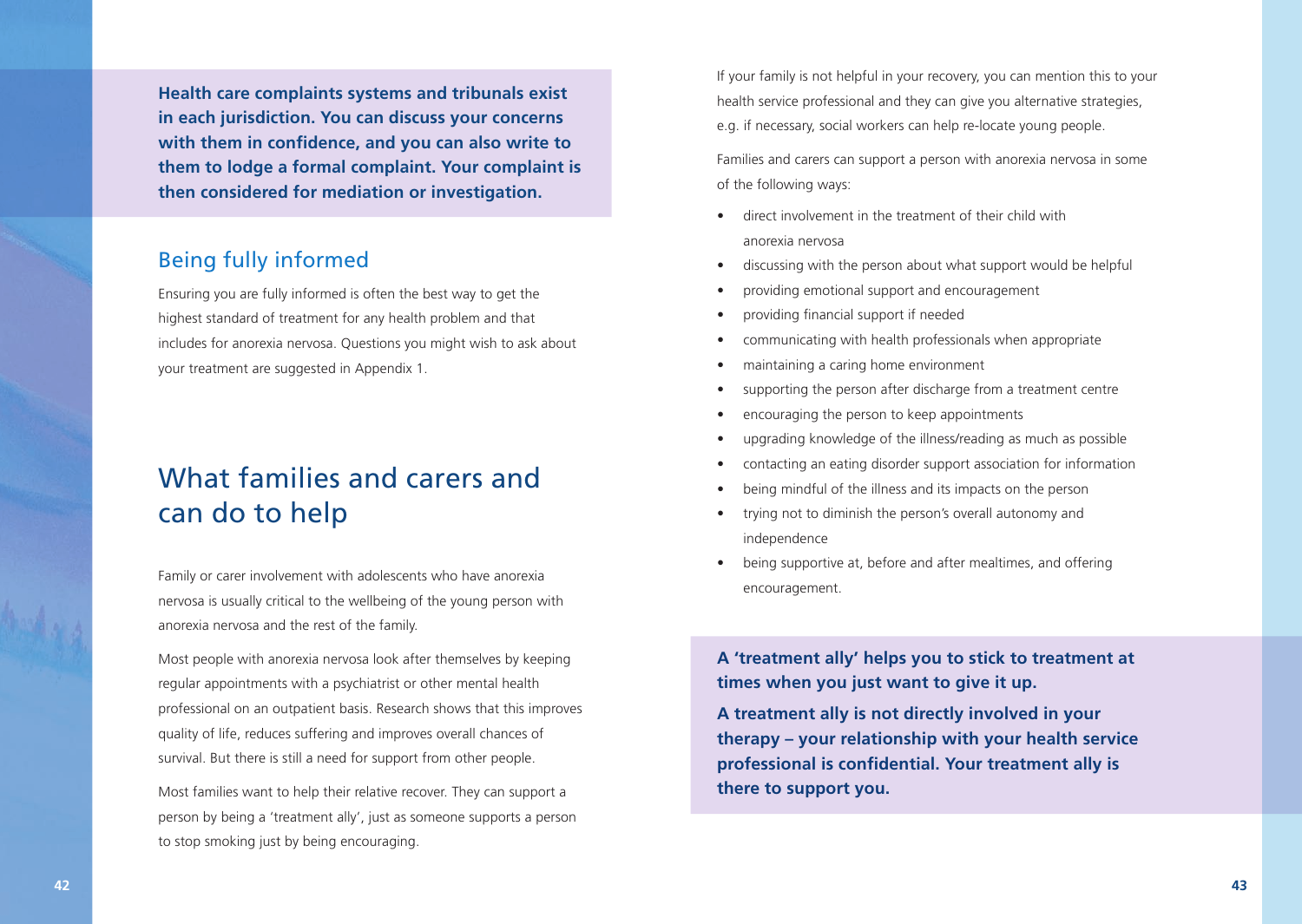**Health care complaints systems and tribunals exist in each jurisdiction. You can discuss your concerns with them in confidence, and you can also write to them to lodge a formal complaint. Your complaint is then considered for mediation or investigation.**

## Being fully informed

Ensuring you are fully informed is often the best way to get the highest standard of treatment for any health problem and that includes for anorexia nervosa. Questions you might wish to ask about your treatment are suggested in Appendix 1.

# What families and carers and can do to help

Family or carer involvement with adolescents who have anorexia nervosa is usually critical to the wellbeing of the young person with anorexia nervosa and the rest of the family.

Most people with anorexia nervosa look after themselves by keeping regular appointments with a psychiatrist or other mental health professional on an outpatient basis. Research shows that this improves quality of life, reduces suffering and improves overall chances of survival. But there is still a need for support from other people.

Most families want to help their relative recover. They can support a person by being a 'treatment ally', just as someone supports a person to stop smoking just by being encouraging.

If your family is not helpful in your recovery, you can mention this to your health service professional and they can give you alternative strategies, e.g. if necessary, social workers can help re-locate young people.

Families and carers can support a person with anorexia nervosa in some of the following ways:

- direct involvement in the treatment of their child with anorexia nervosa
- discussing with the person about what support would be helpful
- providing emotional support and encouragement
- providing financial support if needed
- communicating with health professionals when appropriate
- maintaining a caring home environment
- supporting the person after discharge from a treatment centre
- encouraging the person to keep appointments
- upgrading knowledge of the illness/reading as much as possible
- contacting an eating disorder support association for information
- being mindful of the illness and its impacts on the person
- trying not to diminish the person's overall autonomy and independence
- being supportive at, before and after mealtimes, and offering encouragement.

**A 'treatment ally' helps you to stick to treatment at times when you just want to give it up.**

**A treatment ally is not directly involved in your therapy – your relationship with your health service professional is confidential. Your treatment ally is there to support you.**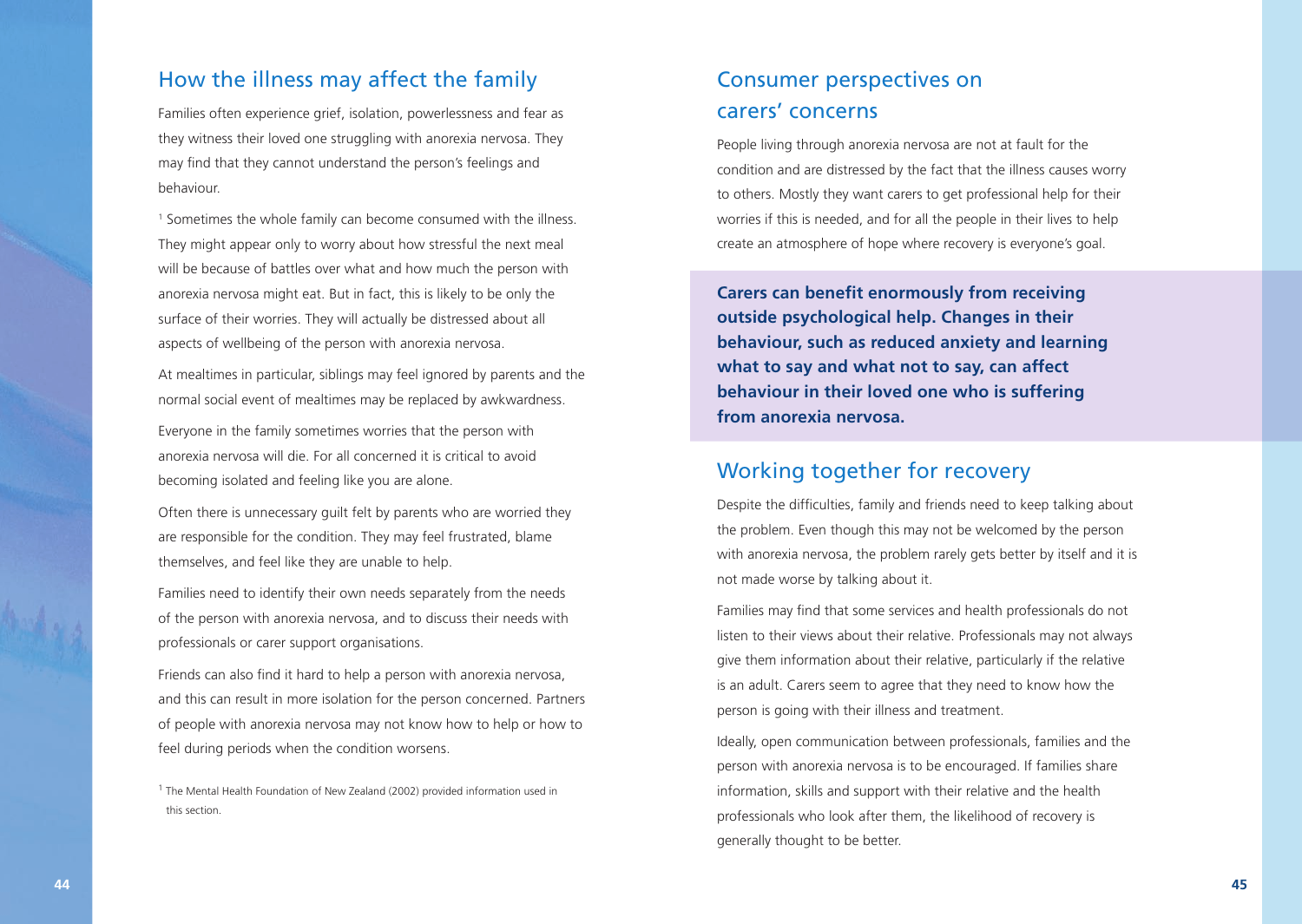## How the illness may affect the family

Families often experience grief, isolation, powerlessness and fear as they witness their loved one struggling with anorexia nervosa. They may find that they cannot understand the person's feelings and behaviour.

[1] Sometimes the whole family can become consumed with the illness. They might appear only to worry about how stressful the next meal will be because of battles over what and how much the person with anorexia nervosa might eat. But in fact, this is likely to be only the surface of their worries. They will actually be distressed about all aspects of wellbeing of the person with anorexia nervosa.

At mealtimes in particular, siblings may feel ignored by parents and the normal social event of mealtimes may be replaced by awkwardness.

Everyone in the family sometimes worries that the person with anorexia nervosa will die. For all concerned it is critical to avoid becoming isolated and feeling like you are alone.

Often there is unnecessary guilt felt by parents who are worried they are responsible for the condition. They may feel frustrated, blame themselves, and feel like they are unable to help.

Families need to identify their own needs separately from the needs of the person with anorexia nervosa, and to discuss their needs with professionals or carer support organisations.

Friends can also find it hard to help a person with anorexia nervosa, and this can result in more isolation for the person concerned. Partners of people with anorexia nervosa may not know how to help or how to feel during periods when the condition worsens.

[1] The Mental Health Foundation of New Zealand (2002) provided information used in this section.

## Consumer perspectives on carers' concerns

People living through anorexia nervosa are not at fault for the condition and are distressed by the fact that the illness causes worry to others. Mostly they want carers to get professional help for their worries if this is needed, and for all the people in their lives to help create an atmosphere of hope where recovery is everyone's goal.

**Carers can benefit enormously from receiving outside psychological help. Changes in their behaviour, such as reduced anxiety and learning what to say and what not to say, can affect behaviour in their loved one who is suffering from anorexia nervosa.**

## Working together for recovery

Despite the difficulties, family and friends need to keep talking about the problem. Even though this may not be welcomed by the person with anorexia nervosa, the problem rarely gets better by itself and it is not made worse by talking about it.

Families may find that some services and health professionals do not listen to their views about their relative. Professionals may not always give them information about their relative, particularly if the relative is an adult. Carers seem to agree that they need to know how the person is going with their illness and treatment.

Ideally, open communication between professionals, families and the person with anorexia nervosa is to be encouraged. If families share information, skills and support with their relative and the health professionals who look after them, the likelihood of recovery is generally thought to be better.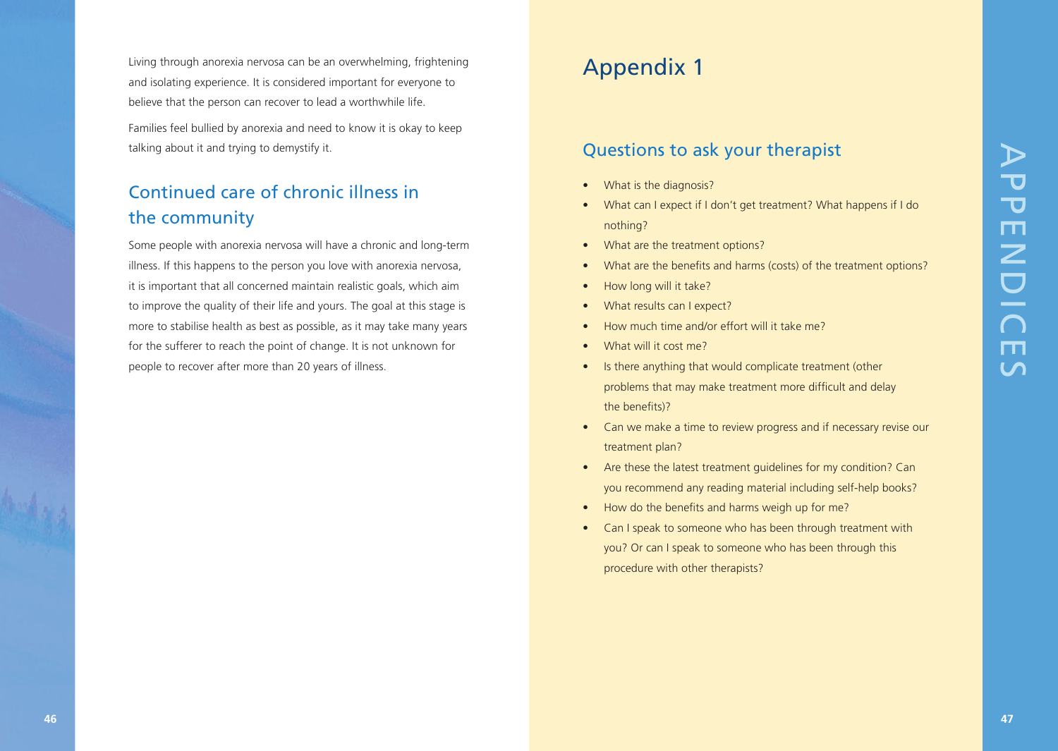Living through anorexia nervosa can be an overwhelming, frightening and isolating experience. It is considered important for everyone to believe that the person can recover to lead a worthwhile life.

Families feel bullied by anorexia and need to know it is okay to keep talking about it and trying to demystify it.

## Continued care of chronic illness in the community

Some people with anorexia nervosa will have a chronic and long-term illness. If this happens to the person you love with anorexia nervosa, it is important that all concerned maintain realistic goals, which aim to improve the quality of their life and yours. The goal at this stage is more to stabilise health as best as possible, as it may take many years for the sufferer to reach the point of change. It is not unknown for people to recover after more than 20 years of illness.

# Appendix 1

## Questions to ask your therapist

- What is the diagnosis?
- What can I expect if I don't get treatment? What happens if I do nothing?
- What are the treatment options?
- What are the benefits and harms (costs) of the treatment options?
- How long will it take?
- What results can I expect?
- How much time and/or effort will it take me?
- What will it cost me?
- Is there anything that would complicate treatment (other problems that may make treatment more difficult and delay the benefits)?
- Can we make a time to review progress and if necessary revise our treatment plan?
- Are these the latest treatment guidelines for my condition? Can you recommend any reading material including self-help books?
- How do the benefits and harms weigh up for me?
- Can I speak to someone who has been through treatment with you? Or can I speak to someone who has been through this procedure with other therapists?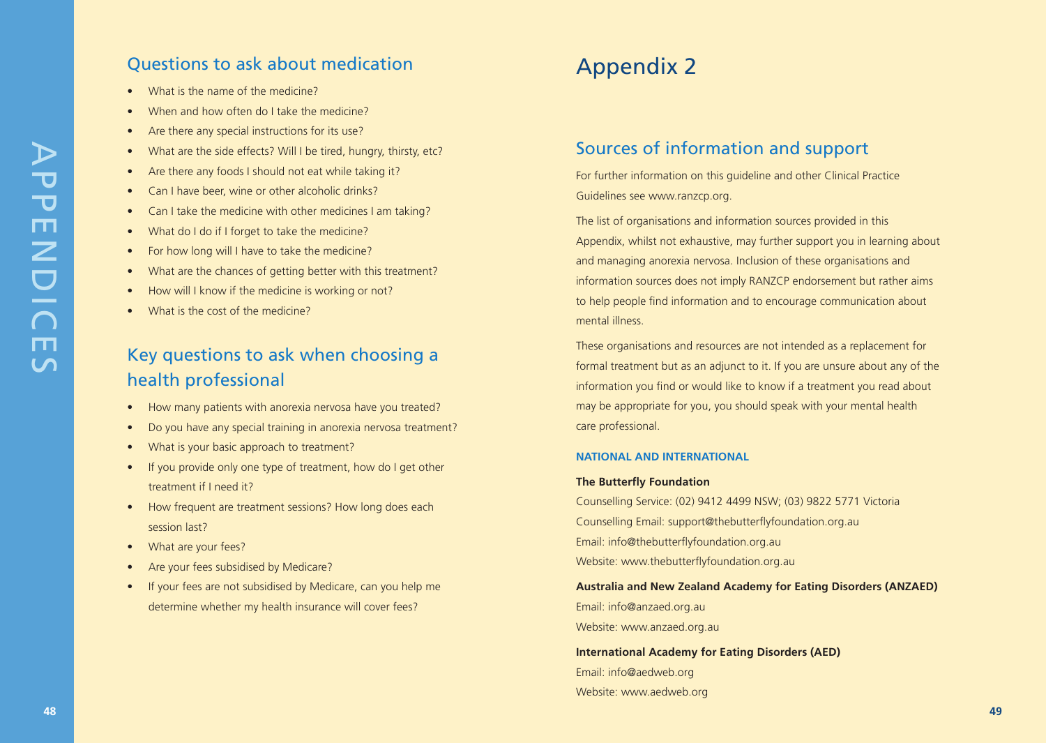## Questions to ask about medication

- What is the name of the medicine?
- When and how often do I take the medicine?
- Are there any special instructions for its use?
- What are the side effects? Will I be tired, hungry, thirsty, etc?
- Are there any foods I should not eat while taking it?
- Can I have beer, wine or other alcoholic drinks?
- Can I take the medicine with other medicines I am taking?
- What do I do if I forget to take the medicine?
- For how long will I have to take the medicine?
- What are the chances of getting better with this treatment?
- How will I know if the medicine is working or not?
- What is the cost of the medicine?

## Key questions to ask when choosing a health professional

- How many patients with anorexia nervosa have you treated?
- Do you have any special training in anorexia nervosa treatment?
- What is your basic approach to treatment?
- If you provide only one type of treatment, how do I get other treatment if I need it?
- How frequent are treatment sessions? How long does each session last?
- What are your fees?
- Are your fees subsidised by Medicare?
- If your fees are not subsidised by Medicare, can you help me determine whether my health insurance will cover fees?

# Appendix 2

## Sources of information and support

For further information on this guideline and other Clinical Practice Guidelines see www.ranzcp.org.

The list of organisations and information sources provided in this Appendix, whilst not exhaustive, may further support you in learning about and managing anorexia nervosa. Inclusion of these organisations and information sources does not imply RANZCP endorsement but rather aims to help people find information and to encourage communication about mental illness.

These organisations and resources are not intended as a replacement for formal treatment but as an adjunct to it. If you are unsure about any of the information you find or would like to know if a treatment you read about may be appropriate for you, you should speak with your mental health care professional.

### NATIONAL AND INTERNATIONAL

**The Butterfly Foundation**
Counselling Service: (02) 9412 4499 NSW; (03) 9822 5771 Victoria
Counselling Email: support@thebutterflyfoundation.org.au
Email: info@thebutterflyfoundation.org.au
Website: www.thebutterflyfoundation.org.au

**Australia and New Zealand Academy for Eating Disorders (ANZAED)**
Email: info@anzaed.org.au
Website: www.anzaed.org.au

**International Academy for Eating Disorders (AED)**
Email: info@aedweb.org
Website: www.aedweb.org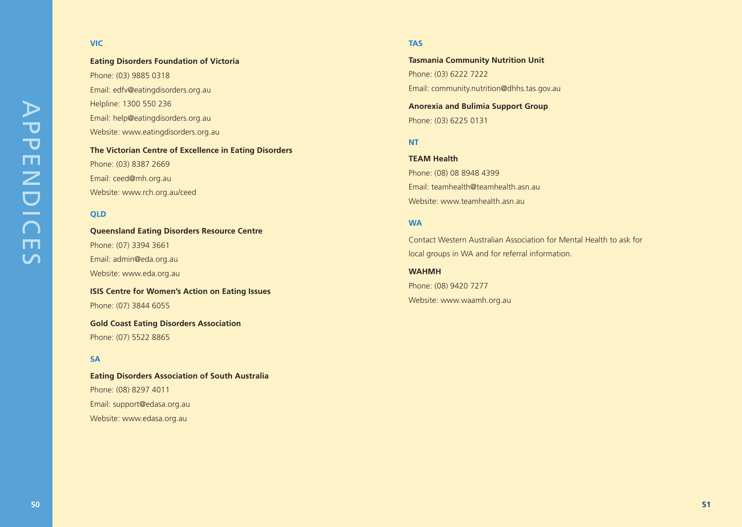## VIC

**Eating Disorders Foundation of Victoria**

Phone: (03) 9885 0318

Email: edfv@eatingdisorders.org.au

Helpline: 1300 550 236

Email: help@eatingdisorders.org.au

Website: www.eatingdisorders.org.au

**The Victorian Centre of Excellence in Eating Disorders**

Phone: (03) 8387 2669

Email: ceed@mh.org.au

Website: www.rch.org.au/ceed

## QLD

**Queensland Eating Disorders Resource Centre**

Phone: (07) 3394 3661

Email: admin@eda.org.au

Website: www.eda.org.au

**ISIS Centre for Women's Action on Eating Issues**

Phone: (07) 3844 6055

**Gold Coast Eating Disorders Association**

Phone: (07) 5522 8865

## SA

**Eating Disorders Association of South Australia**

Phone: (08) 8297 4011

Email: support@edasa.org.au

Website: www.edasa.org.au

## TAS

**Tasmania Community Nutrition Unit**

Phone: (03) 6222 7222

Email: community.nutrition@dhhs.tas.gov.au

**Anorexia and Bulimia Support Group**

Phone: (03) 6225 0131

## NT

**TEAM Health**

Phone: (08) 08 8948 4399

Email: teamhealth@teamhealth.asn.au

Website: www.teamhealth.asn.au

## WA

Contact Western Australian Association for Mental Health to ask for local groups in WA and for referral information.

**WAHMH**

Phone: (08) 9420 7277

Website: www.waamh.org.au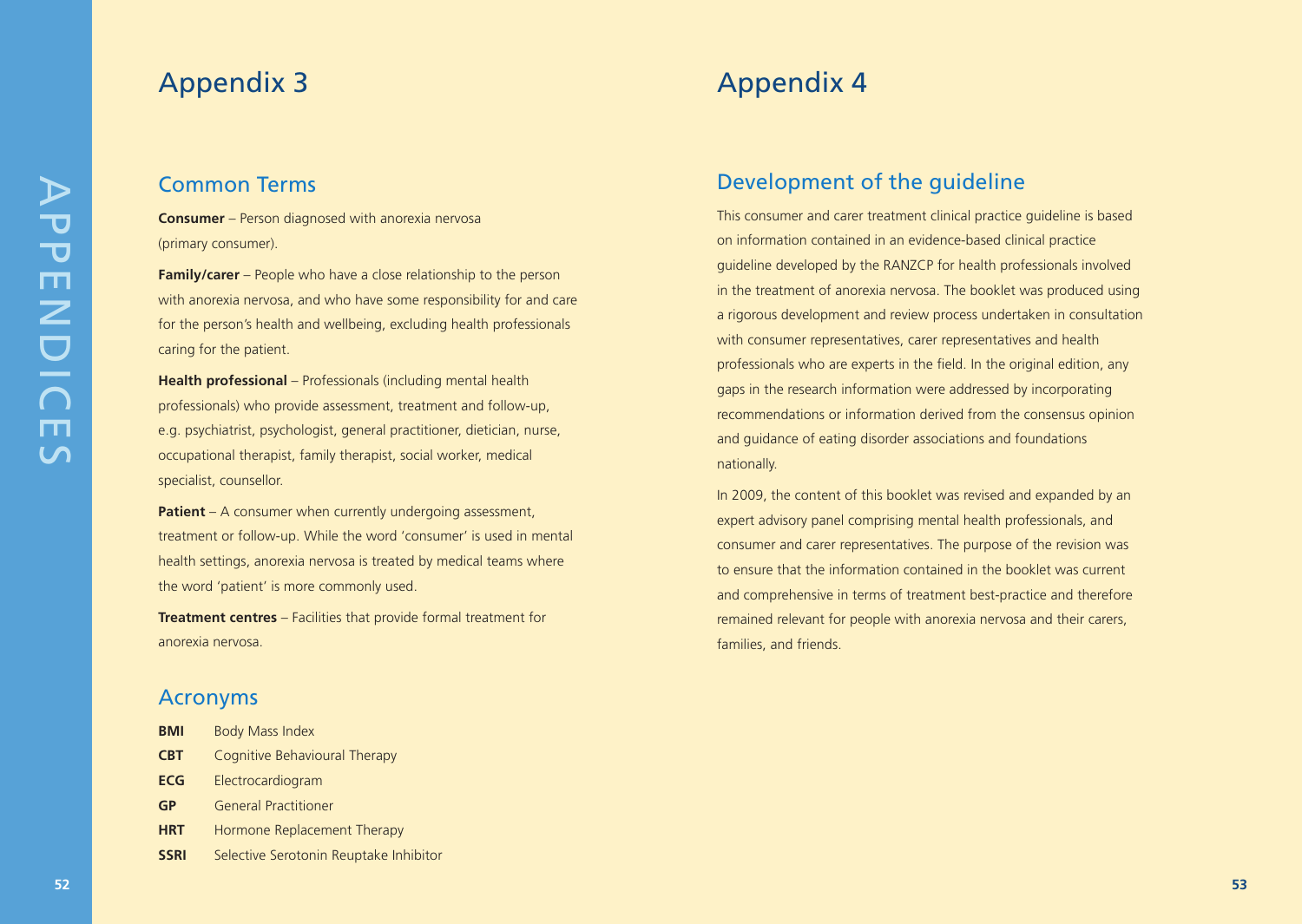# Appendix 3

## Common Terms

**Consumer** – Person diagnosed with anorexia nervosa (primary consumer).

**Family/carer** – People who have a close relationship to the person with anorexia nervosa, and who have some responsibility for and care for the person's health and wellbeing, excluding health professionals caring for the patient.

**Health professional** – Professionals (including mental health professionals) who provide assessment, treatment and follow-up, e.g. psychiatrist, psychologist, general practitioner, dietician, nurse, occupational therapist, family therapist, social worker, medical specialist, counsellor.

**Patient** – A consumer when currently undergoing assessment, treatment or follow-up. While the word 'consumer' is used in mental health settings, anorexia nervosa is treated by medical teams where the word 'patient' is more commonly used.

**Treatment centres** – Facilities that provide formal treatment for anorexia nervosa.

## Acronyms

| | |
|---|---|
| **BMI** | Body Mass Index |
| **CBT** | Cognitive Behavioural Therapy |
| **ECG** | Electrocardiogram |
| **GP** | General Practitioner |
| **HRT** | Hormone Replacement Therapy |
| **SSRI** | Selective Serotonin Reuptake Inhibitor |

# Appendix 4

## Development of the guideline

This consumer and carer treatment clinical practice guideline is based on information contained in an evidence-based clinical practice guideline developed by the RANZCP for health professionals involved in the treatment of anorexia nervosa. The booklet was produced using a rigorous development and review process undertaken in consultation with consumer representatives, carer representatives and health professionals who are experts in the field. In the original edition, any gaps in the research information were addressed by incorporating recommendations or information derived from the consensus opinion and guidance of eating disorder associations and foundations nationally.

In 2009, the content of this booklet was revised and expanded by an expert advisory panel comprising mental health professionals, and consumer and carer representatives. The purpose of the revision was to ensure that the information contained in the booklet was current and comprehensive in terms of treatment best-practice and therefore remained relevant for people with anorexia nervosa and their carers, families, and friends.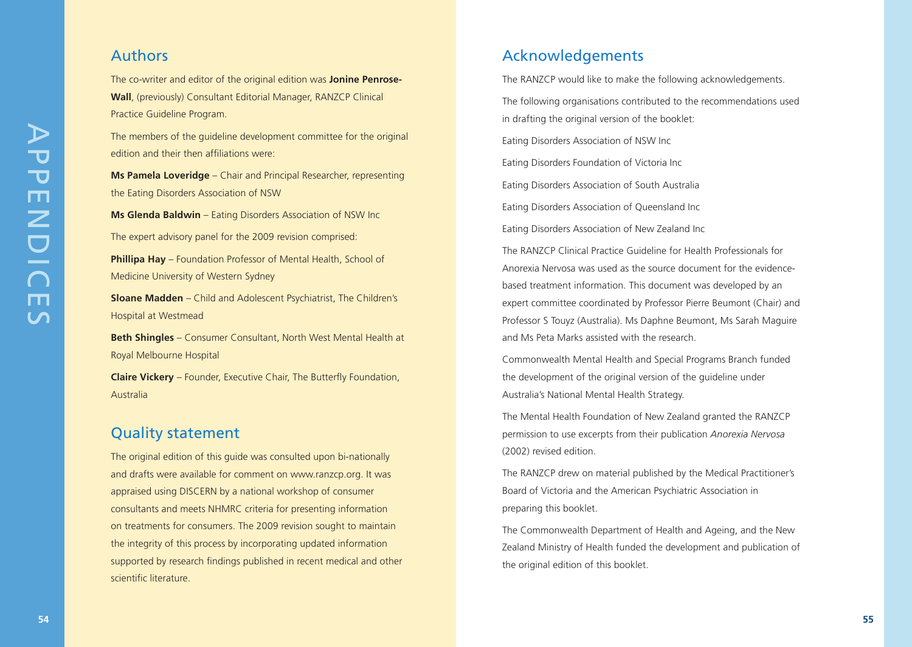## Authors

The co-writer and editor of the original edition was **Jonine Penrose-Wall**, (previously) Consultant Editorial Manager, RANZCP Clinical Practice Guideline Program.

The members of the guideline development committee for the original edition and their then affiliations were:

**Ms Pamela Loveridge** – Chair and Principal Researcher, representing the Eating Disorders Association of NSW

**Ms Glenda Baldwin** – Eating Disorders Association of NSW Inc

The expert advisory panel for the 2009 revision comprised:

**Phillipa Hay** – Foundation Professor of Mental Health, School of Medicine University of Western Sydney

**Sloane Madden** – Child and Adolescent Psychiatrist, The Children's Hospital at Westmead

**Beth Shingles** – Consumer Consultant, North West Mental Health at Royal Melbourne Hospital

**Claire Vickery** – Founder, Executive Chair, The Butterfly Foundation, Australia

## Quality statement

The original edition of this guide was consulted upon bi-nationally and drafts were available for comment on www.ranzcp.org. It was appraised using DISCERN by a national workshop of consumer consultants and meets NHMRC criteria for presenting information on treatments for consumers. The 2009 revision sought to maintain the integrity of this process by incorporating updated information supported by research findings published in recent medical and other scientific literature.

## Acknowledgements

The RANZCP would like to make the following acknowledgements.

The following organisations contributed to the recommendations used in drafting the original version of the booklet:

Eating Disorders Association of NSW Inc

Eating Disorders Foundation of Victoria Inc

Eating Disorders Association of South Australia

Eating Disorders Association of Queensland Inc

Eating Disorders Association of New Zealand Inc

The RANZCP Clinical Practice Guideline for Health Professionals for Anorexia Nervosa was used as the source document for the evidence-based treatment information. This document was developed by an expert committee coordinated by Professor Pierre Beumont (Chair) and Professor S Touyz (Australia). Ms Daphne Beumont, Ms Sarah Maguire and Ms Peta Marks assisted with the research.

Commonwealth Mental Health and Special Programs Branch funded the development of the original version of the guideline under Australia's National Mental Health Strategy.

The Mental Health Foundation of New Zealand granted the RANZCP permission to use excerpts from their publication *Anorexia Nervosa* (2002) revised edition.

The RANZCP drew on material published by the Medical Practitioner's Board of Victoria and the American Psychiatric Association in preparing this booklet.

The Commonwealth Department of Health and Ageing, and the New Zealand Ministry of Health funded the development and publication of the original edition of this booklet.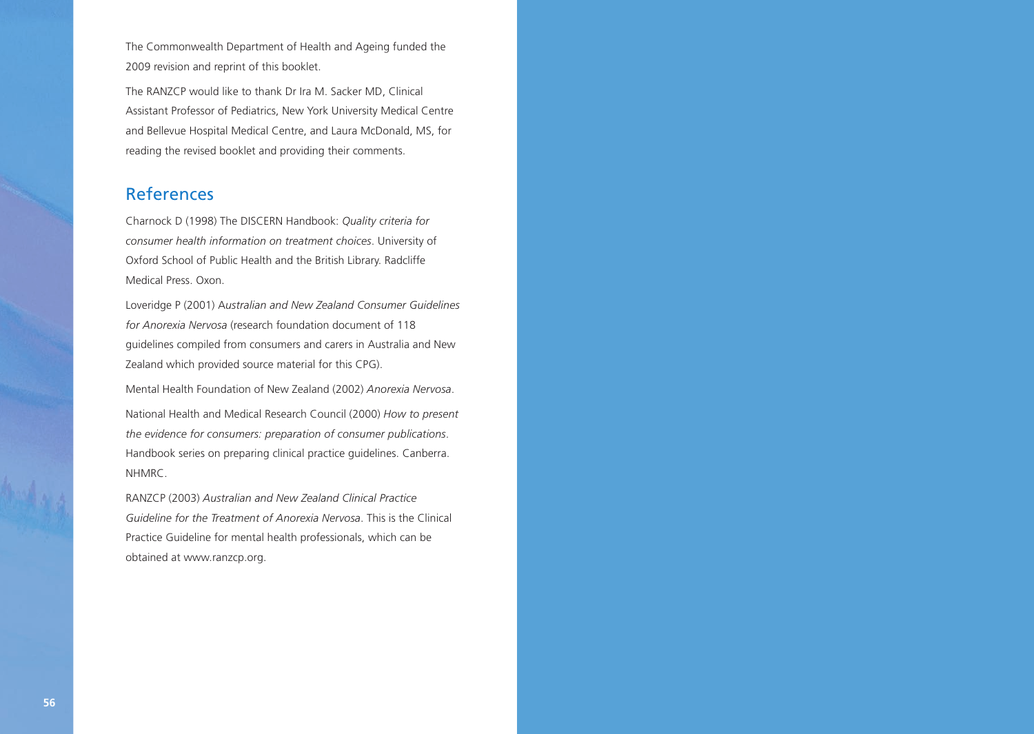The Commonwealth Department of Health and Ageing funded the 2009 revision and reprint of this booklet.

The RANZCP would like to thank Dr Ira M. Sacker MD, Clinical Assistant Professor of Pediatrics, New York University Medical Centre and Bellevue Hospital Medical Centre, and Laura McDonald, MS, for reading the revised booklet and providing their comments.

## References

Charnock D (1998) The DISCERN Handbook: *Quality criteria for consumer health information on treatment choices*. University of Oxford School of Public Health and the British Library. Radcliffe Medical Press. Oxon.

Loveridge P (2001) A*ustralian and New Zealand Consumer Guidelines for Anorexia Nervosa* (research foundation document of 118 guidelines compiled from consumers and carers in Australia and New Zealand which provided source material for this CPG).

Mental Health Foundation of New Zealand (2002) *Anorexia Nervosa*.

National Health and Medical Research Council (2000) *How to present the evidence for consumers: preparation of consumer publications*. Handbook series on preparing clinical practice guidelines. Canberra. NHMRC.

RANZCP (2003) *Australian and New Zealand Clinical Practice Guideline for the Treatment of Anorexia Nervosa*. This is the Clinical Practice Guideline for mental health professionals, which can be obtained at www.ranzcp.org.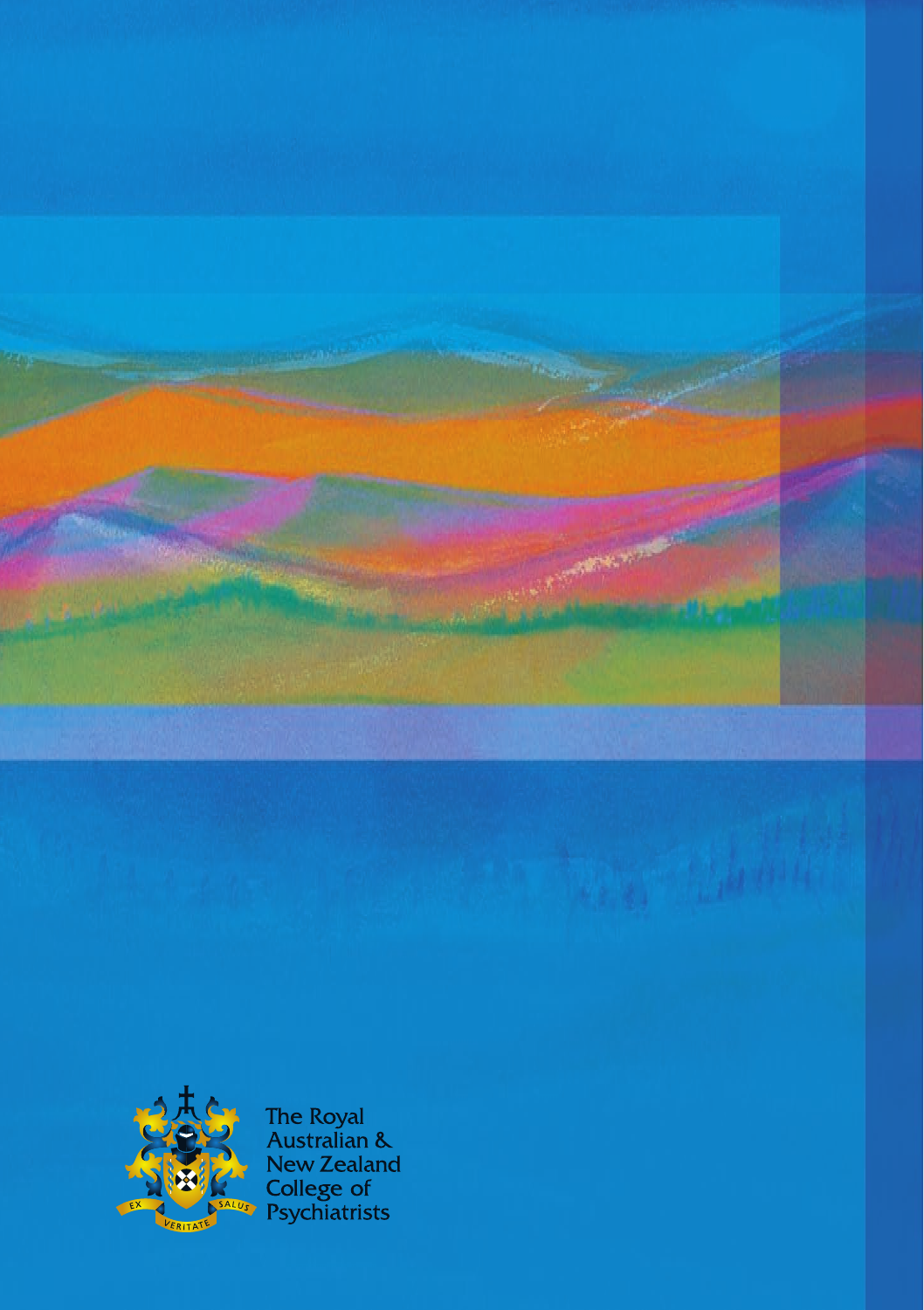The Royal Australian & New Zealand College of Psychiatrists